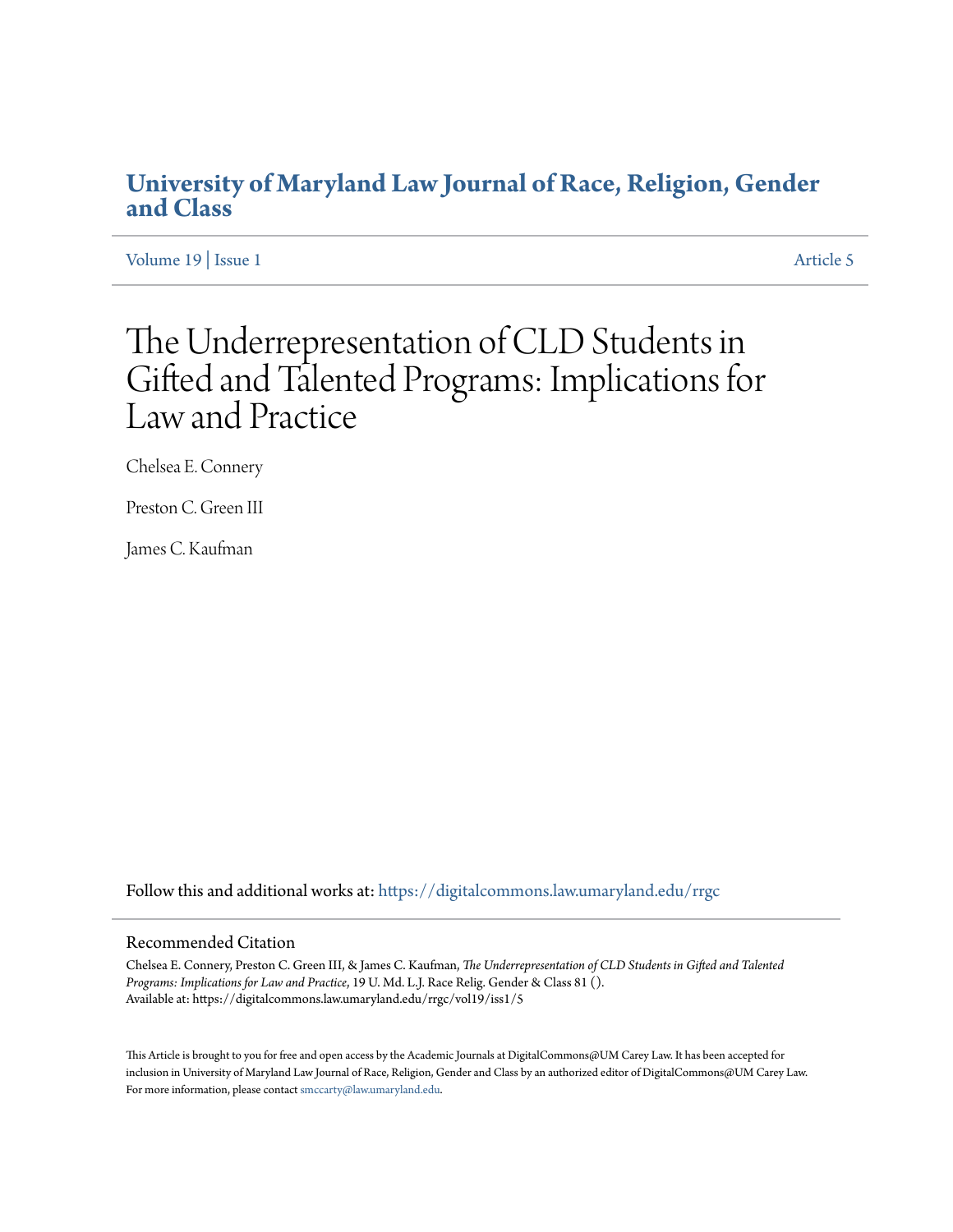# University of Maryland Law Journal of Race, Religion, Gender and Class

Volume 19 | Issue 1 Article 5

# The Underrepresentation of CLD Students in Gifted and Talented Programs: Implications for Law and Practice

Chelsea E. Connery

Preston C. Green III

James C. Kaufman

Follow this and additional works at: https://digitalcommons.law.umaryland.edu/rrgc

## Recommended Citation

Chelsea E. Connery, Preston C. Green III, & James C. Kaufman, *The Underrepresentation of CLD Students in Gifted and Talented Programs: Implications for Law and Practice*, 19 U. Md. L.J. Race Relig. Gender & Class 81 ().
Available at: https://digitalcommons.law.umaryland.edu/rrgc/vol19/iss1/5

This Article is brought to you for free and open access by the Academic Journals at DigitalCommons@UM Carey Law. It has been accepted for inclusion in University of Maryland Law Journal of Race, Religion, Gender and Class by an authorized editor of DigitalCommons@UM Carey Law. For more information, please contact smccarty@law.umaryland.edu.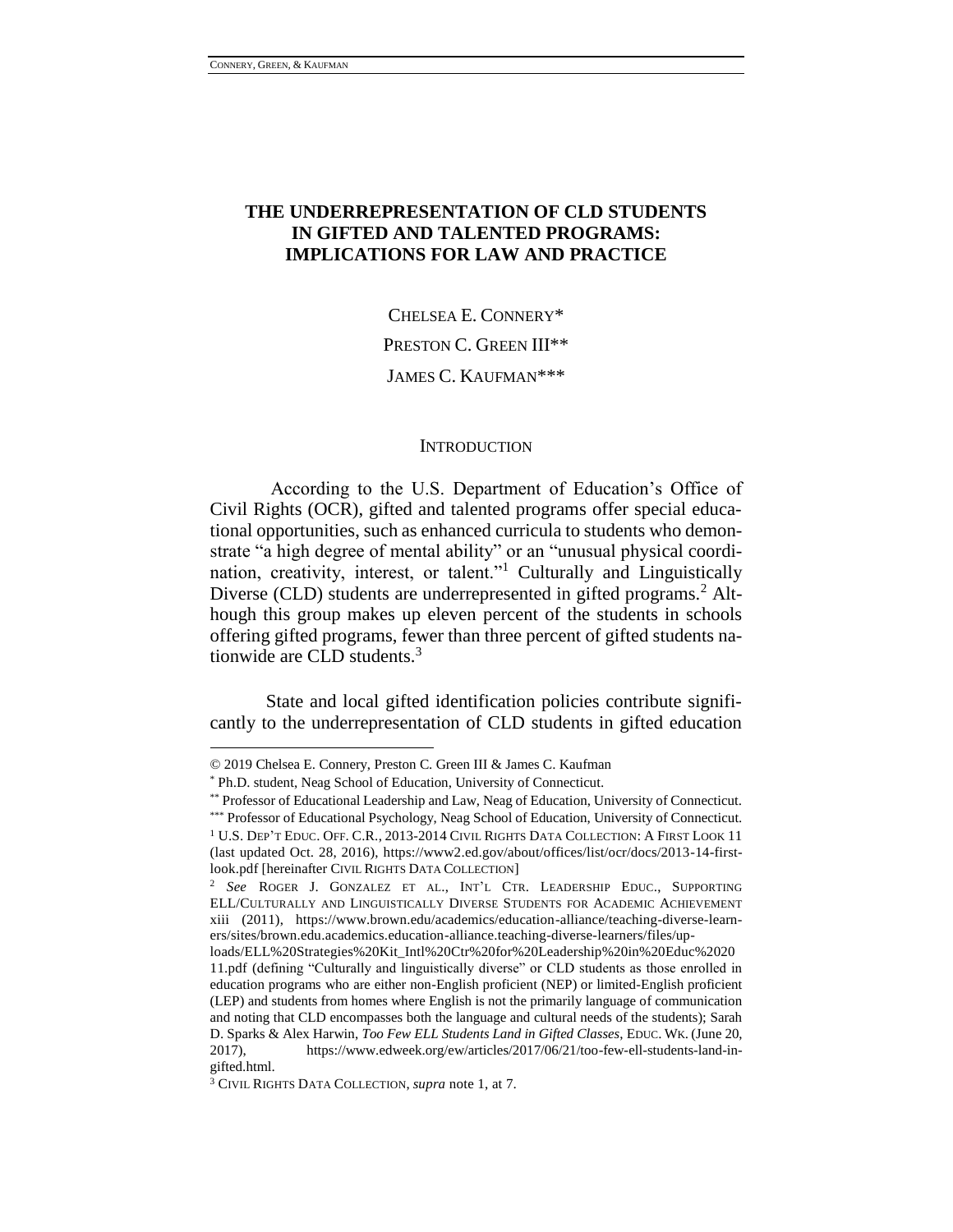# THE UNDERREPRESENTATION OF CLD STUDENTS IN GIFTED AND TALENTED PROGRAMS: IMPLICATIONS FOR LAW AND PRACTICE

CHELSEA E. CONNERY*

PRESTON C. GREEN III**

JAMES C. KAUFMAN***

## INTRODUCTION

According to the U.S. Department of Education's Office of Civil Rights (OCR), gifted and talented programs offer special educational opportunities, such as enhanced curricula to students who demonstrate "a high degree of mental ability" or an "unusual physical coordination, creativity, interest, or talent."[1] Culturally and Linguistically Diverse (CLD) students are underrepresented in gifted programs.[2] Although this group makes up eleven percent of the students in schools offering gifted programs, fewer than three percent of gifted students nationwide are CLD students.[3]

State and local gifted identification policies contribute significantly to the underrepresentation of CLD students in gifted education

---

© 2019 Chelsea E. Connery, Preston C. Green III & James C. Kaufman

\* Ph.D. student, Neag School of Education, University of Connecticut.

\** Professor of Educational Leadership and Law, Neag of Education, University of Connecticut.

\*** Professor of Educational Psychology, Neag School of Education, University of Connecticut.

[1] U.S. DEP'T EDUC. OFF. C.R., 2013-2014 CIVIL RIGHTS DATA COLLECTION: A FIRST LOOK 11 (last updated Oct. 28, 2016), https://www2.ed.gov/about/offices/list/ocr/docs/2013-14-first-look.pdf [hereinafter CIVIL RIGHTS DATA COLLECTION]

[2] *See* ROGER J. GONZALEZ ET AL., INT'L CTR. LEADERSHIP EDUC., SUPPORTING ELL/CULTURALLY AND LINGUISTICALLY DIVERSE STUDENTS FOR ACADEMIC ACHIEVEMENT xiii (2011), https://www.brown.edu/academics/education-alliance/teaching-diverse-learners/sites/brown.edu.academics.education-alliance.teaching-diverse-learners/files/uploads/ELL%20Strategies%20Kit_Intl%20Ctr%20for%20Leadership%20in%20Educ%202011.pdf (defining "Culturally and linguistically diverse" or CLD students as those enrolled in education programs who are either non-English proficient (NEP) or limited-English proficient (LEP) and students from homes where English is not the primarily language of communication and noting that CLD encompasses both the language and cultural needs of the students); Sarah D. Sparks & Alex Harwin, *Too Few ELL Students Land in Gifted Classes*, EDUC. WK. (June 20, 2017), https://www.edweek.org/ew/articles/2017/06/21/too-few-ell-students-land-in-gifted.html.

[3] CIVIL RIGHTS DATA COLLECTION, *supra* note 1, at 7.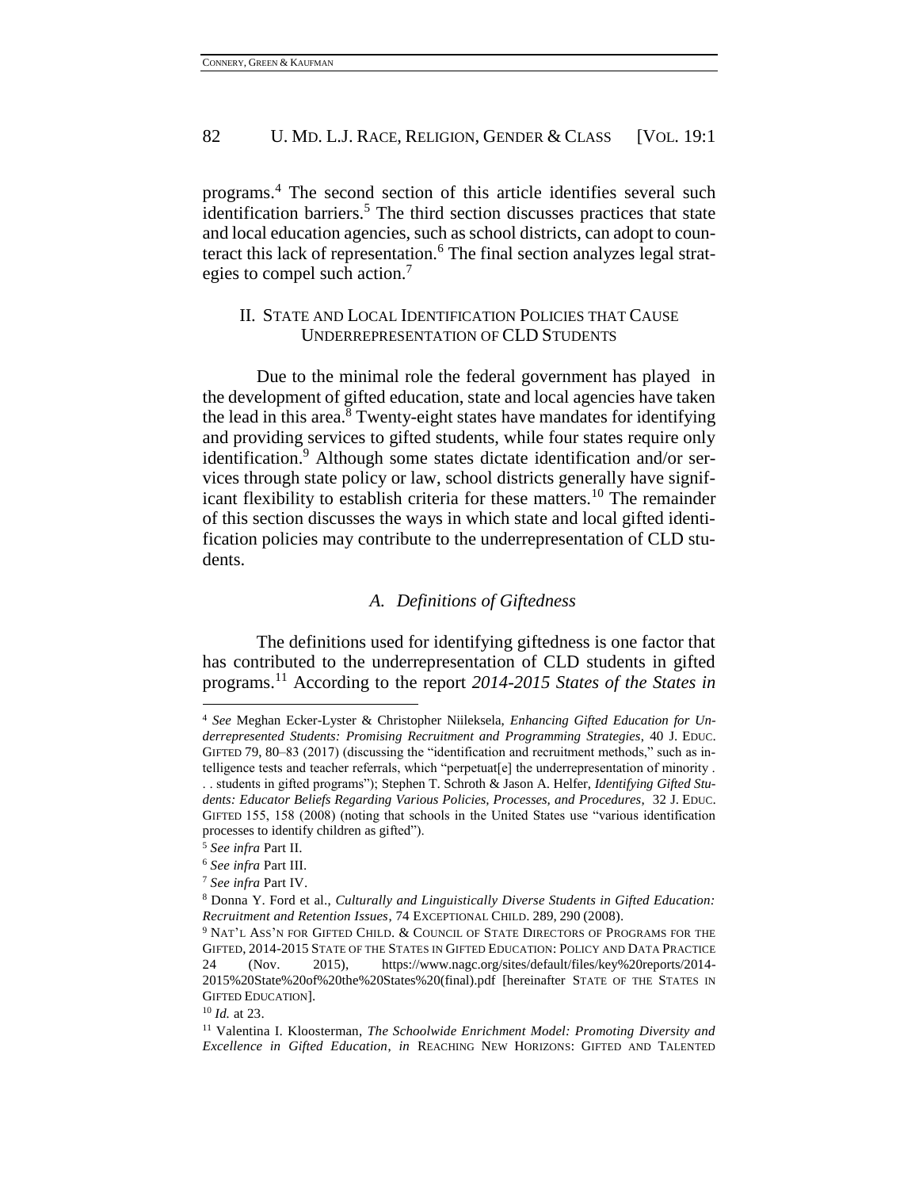programs.[4] The second section of this article identifies several such identification barriers.[5] The third section discusses practices that state and local education agencies, such as school districts, can adopt to counteract this lack of representation.[6] The final section analyzes legal strategies to compel such action.[7]

## II. State and Local Identification Policies that Cause Underrepresentation of CLD Students

Due to the minimal role the federal government has played in the development of gifted education, state and local agencies have taken the lead in this area.[8] Twenty-eight states have mandates for identifying and providing services to gifted students, while four states require only identification.[9] Although some states dictate identification and/or services through state policy or law, school districts generally have significant flexibility to establish criteria for these matters.[10] The remainder of this section discusses the ways in which state and local gifted identification policies may contribute to the underrepresentation of CLD students.

### *A. Definitions of Giftedness*

The definitions used for identifying giftedness is one factor that has contributed to the underrepresentation of CLD students in gifted programs.[11] According to the report *2014-2015 States of the States in*

---

[4] *See* Meghan Ecker-Lyster & Christopher Niileksela, *Enhancing Gifted Education for Underrepresented Students: Promising Recruitment and Programming Strategies*, 40 J. Educ. Gifted 79, 80–83 (2017) (discussing the "identification and recruitment methods," such as intelligence tests and teacher referrals, which "perpetuat[e] the underrepresentation of minority . . . students in gifted programs"); Stephen T. Schroth & Jason A. Helfer, *Identifying Gifted Students: Educator Beliefs Regarding Various Policies, Processes, and Procedures*, 32 J. Educ. Gifted 155, 158 (2008) (noting that schools in the United States use "various identification processes to identify children as gifted").

[5] *See infra* Part II.

[6] *See infra* Part III.

[7] *See infra* Part IV.

[8] Donna Y. Ford et al., *Culturally and Linguistically Diverse Students in Gifted Education: Recruitment and Retention Issues*, 74 Exceptional Child. 289, 290 (2008).

[9] Nat'l Ass'n for Gifted Child. & Council of State Directors of Programs for the Gifted, 2014-2015 State of the States in Gifted Education: Policy and Data Practice 24 (Nov. 2015), https://www.nagc.org/sites/default/files/key%20reports/2014-2015%20State%20of%20the%20States%20(final).pdf [hereinafter State of the States in Gifted Education].

[10] *Id.* at 23.

[11] Valentina I. Kloosterman, *The Schoolwide Enrichment Model: Promoting Diversity and Excellence in Gifted Education*, *in* Reaching New Horizons: Gifted and Talented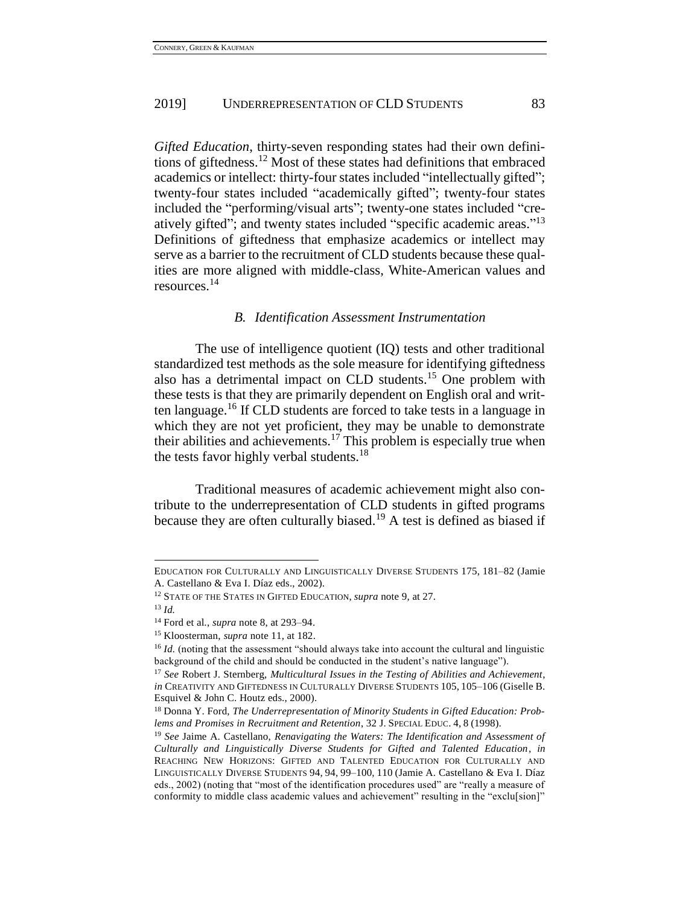*Gifted Education*, thirty-seven responding states had their own definitions of giftedness.[12] Most of these states had definitions that embraced academics or intellect: thirty-four states included "intellectually gifted"; twenty-four states included "academically gifted"; twenty-four states included the "performing/visual arts"; twenty-one states included "creatively gifted"; and twenty states included "specific academic areas."[13] Definitions of giftedness that emphasize academics or intellect may serve as a barrier to the recruitment of CLD students because these qualities are more aligned with middle-class, White-American values and resources.[14]

### *B. Identification Assessment Instrumentation*

The use of intelligence quotient (IQ) tests and other traditional standardized test methods as the sole measure for identifying giftedness also has a detrimental impact on CLD students.[15] One problem with these tests is that they are primarily dependent on English oral and written language.[16] If CLD students are forced to take tests in a language in which they are not yet proficient, they may be unable to demonstrate their abilities and achievements.[17] This problem is especially true when the tests favor highly verbal students.[18]

Traditional measures of academic achievement might also contribute to the underrepresentation of CLD students in gifted programs because they are often culturally biased.[19] A test is defined as biased if

---

EDUCATION FOR CULTURALLY AND LINGUISTICALLY DIVERSE STUDENTS 175, 181–82 (Jamie A. Castellano & Eva I. Díaz eds., 2002).

[12] STATE OF THE STATES IN GIFTED EDUCATION, *supra* note 9, at 27.

[13] *Id.*

[14] Ford et al., *supra* note 8, at 293–94.

[15] Kloosterman, *supra* note 11, at 182.

[16] *Id.* (noting that the assessment "should always take into account the cultural and linguistic background of the child and should be conducted in the student's native language").

[17] *See* Robert J. Sternberg, *Multicultural Issues in the Testing of Abilities and Achievement*, *in* CREATIVITY AND GIFTEDNESS IN CULTURALLY DIVERSE STUDENTS 105, 105–106 (Giselle B. Esquivel & John C. Houtz eds., 2000).

[18] Donna Y. Ford, *The Underrepresentation of Minority Students in Gifted Education: Problems and Promises in Recruitment and Retention*, 32 J. SPECIAL EDUC. 4, 8 (1998).

[19] *See* Jaime A. Castellano, *Renavigating the Waters: The Identification and Assessment of Culturally and Linguistically Diverse Students for Gifted and Talented Education*, *in* REACHING NEW HORIZONS: GIFTED AND TALENTED EDUCATION FOR CULTURALLY AND LINGUISTICALLY DIVERSE STUDENTS 94, 94, 99–100, 110 (Jamie A. Castellano & Eva I. Díaz eds., 2002) (noting that "most of the identification procedures used" are "really a measure of conformity to middle class academic values and achievement" resulting in the "exclu[sion]"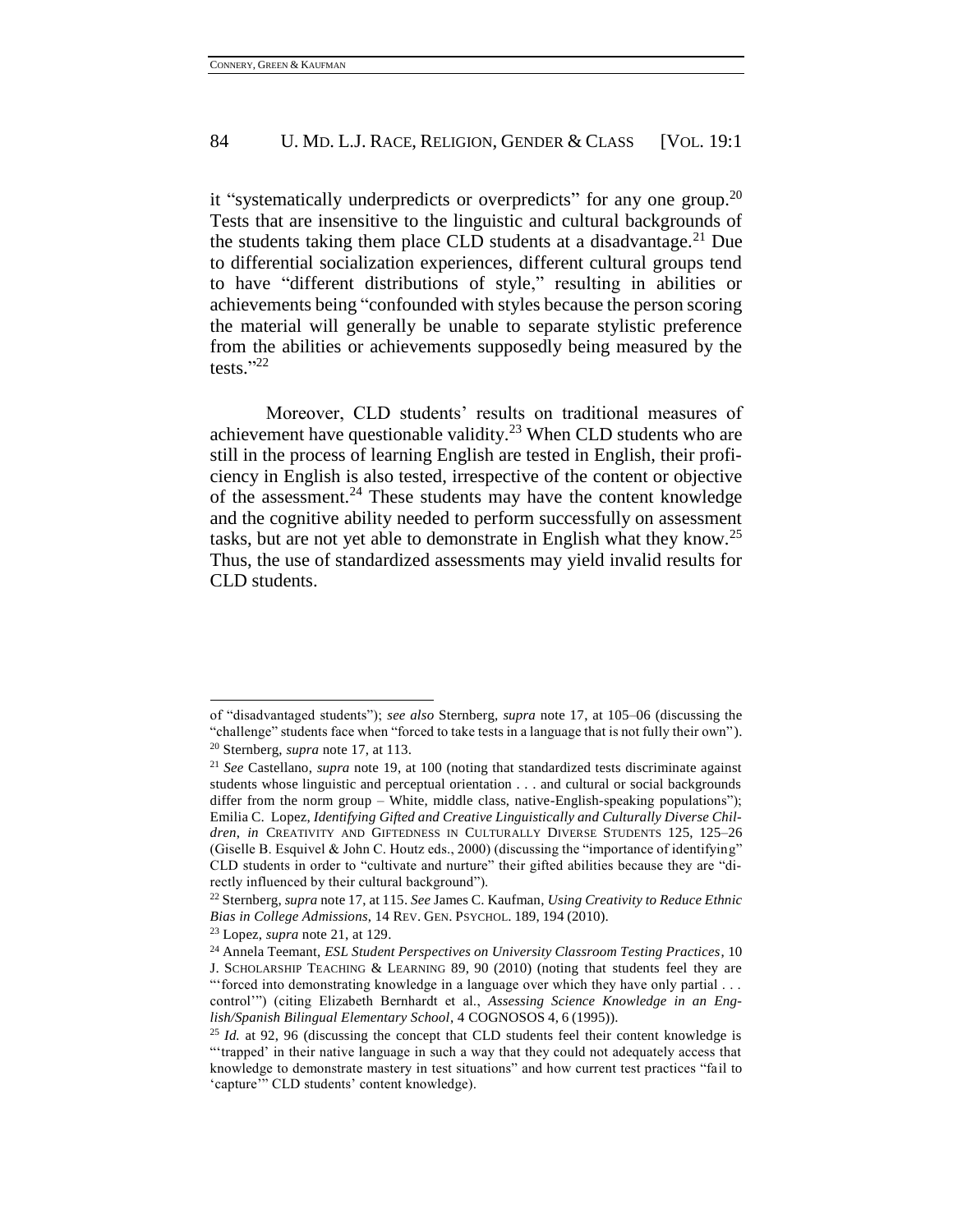it "systematically underpredicts or overpredicts" for any one group.[20] Tests that are insensitive to the linguistic and cultural backgrounds of the students taking them place CLD students at a disadvantage.[21] Due to differential socialization experiences, different cultural groups tend to have "different distributions of style," resulting in abilities or achievements being "confounded with styles because the person scoring the material will generally be unable to separate stylistic preference from the abilities or achievements supposedly being measured by the tests."[22]

Moreover, CLD students' results on traditional measures of achievement have questionable validity.[23] When CLD students who are still in the process of learning English are tested in English, their proficiency in English is also tested, irrespective of the content or objective of the assessment.[24] These students may have the content knowledge and the cognitive ability needed to perform successfully on assessment tasks, but are not yet able to demonstrate in English what they know.[25] Thus, the use of standardized assessments may yield invalid results for CLD students.

---

of "disadvantaged students"); *see also* Sternberg, *supra* note 17, at 105–06 (discussing the "challenge" students face when "forced to take tests in a language that is not fully their own").

[20] Sternberg, *supra* note 17, at 113.

[21] *See* Castellano, *supra* note 19, at 100 (noting that standardized tests discriminate against students whose linguistic and perceptual orientation . . . and cultural or social backgrounds differ from the norm group – White, middle class, native-English-speaking populations"); Emilia C. Lopez, *Identifying Gifted and Creative Linguistically and Culturally Diverse Children*, *in* CREATIVITY AND GIFTEDNESS IN CULTURALLY DIVERSE STUDENTS 125, 125–26 (Giselle B. Esquivel & John C. Houtz eds., 2000) (discussing the "importance of identifying" CLD students in order to "cultivate and nurture" their gifted abilities because they are "directly influenced by their cultural background").

[22] Sternberg, *supra* note 17, at 115. *See* James C. Kaufman, *Using Creativity to Reduce Ethnic Bias in College Admissions*, 14 REV. GEN. PSYCHOL. 189, 194 (2010).

[23] Lopez, *supra* note 21, at 129.

[24] Annela Teemant, *ESL Student Perspectives on University Classroom Testing Practices*, 10 J. SCHOLARSHIP TEACHING & LEARNING 89, 90 (2010) (noting that students feel they are "'forced into demonstrating knowledge in a language over which they have only partial . . . control'") (citing Elizabeth Bernhardt et al., *Assessing Science Knowledge in an English/Spanish Bilingual Elementary School*, 4 COGNOSOS 4, 6 (1995)).

[25] *Id.* at 92, 96 (discussing the concept that CLD students feel their content knowledge is "'trapped' in their native language in such a way that they could not adequately access that knowledge to demonstrate mastery in test situations" and how current test practices "fail to 'capture'" CLD students' content knowledge).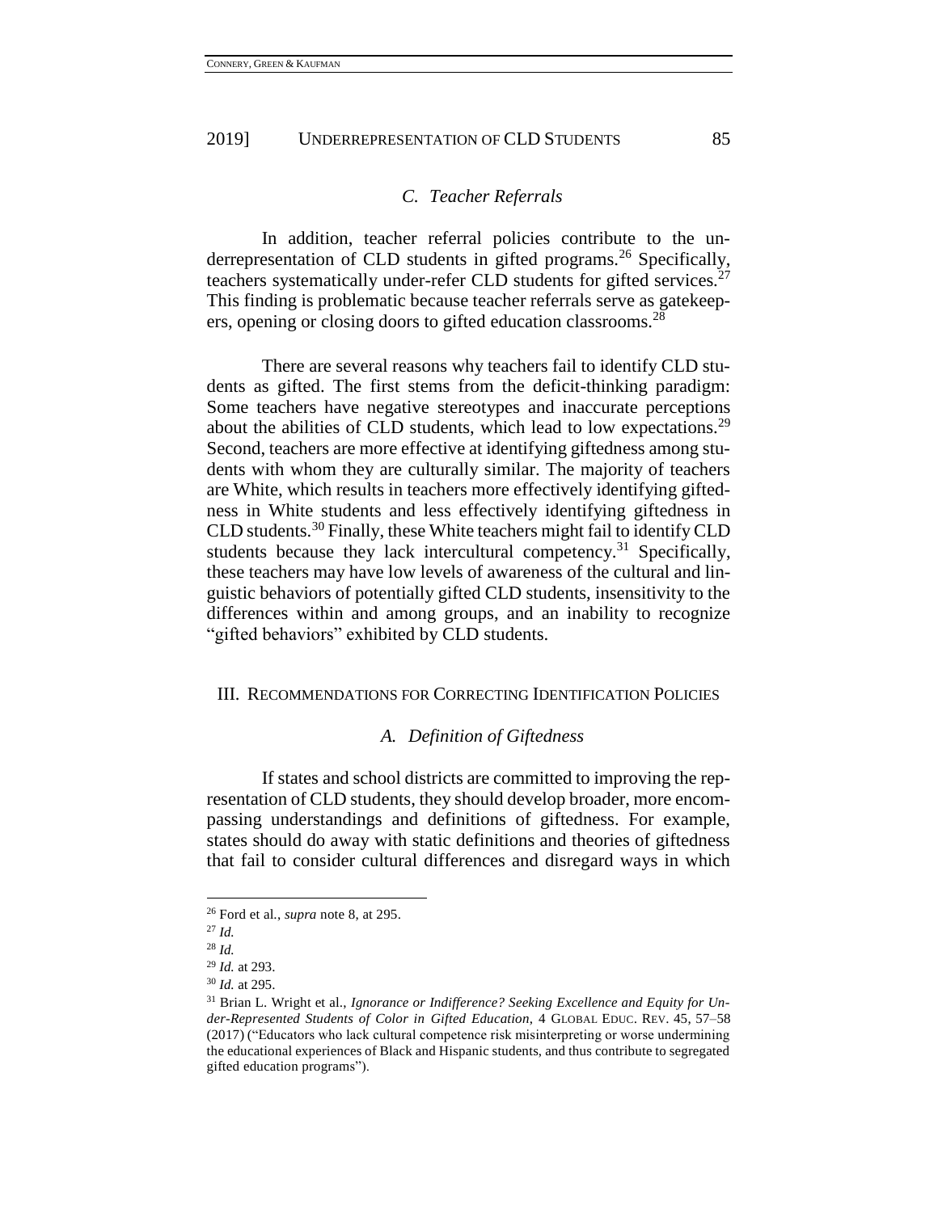### C. Teacher Referrals

In addition, teacher referral policies contribute to the underrepresentation of CLD students in gifted programs.[26] Specifically, teachers systematically under-refer CLD students for gifted services.[27] This finding is problematic because teacher referrals serve as gatekeepers, opening or closing doors to gifted education classrooms.[28]

There are several reasons why teachers fail to identify CLD students as gifted. The first stems from the deficit-thinking paradigm: Some teachers have negative stereotypes and inaccurate perceptions about the abilities of CLD students, which lead to low expectations.[29] Second, teachers are more effective at identifying giftedness among students with whom they are culturally similar. The majority of teachers are White, which results in teachers more effectively identifying giftedness in White students and less effectively identifying giftedness in CLD students.[30] Finally, these White teachers might fail to identify CLD students because they lack intercultural competency.[31] Specifically, these teachers may have low levels of awareness of the cultural and linguistic behaviors of potentially gifted CLD students, insensitivity to the differences within and among groups, and an inability to recognize "gifted behaviors" exhibited by CLD students.

## III. Recommendations for Correcting Identification Policies

### A. Definition of Giftedness

If states and school districts are committed to improving the representation of CLD students, they should develop broader, more encompassing understandings and definitions of giftedness. For example, states should do away with static definitions and theories of giftedness that fail to consider cultural differences and disregard ways in which

---

[26] Ford et al., *supra* note 8, at 295.

[27] *Id.*

[28] *Id.*

[29] *Id.* at 293.

[30] *Id.* at 295.

[31] Brian L. Wright et al., *Ignorance or Indifference? Seeking Excellence and Equity for Under-Represented Students of Color in Gifted Education*, 4 Global Educ. Rev. 45, 57–58 (2017) ("Educators who lack cultural competence risk misinterpreting or worse undermining the educational experiences of Black and Hispanic students, and thus contribute to segregated gifted education programs").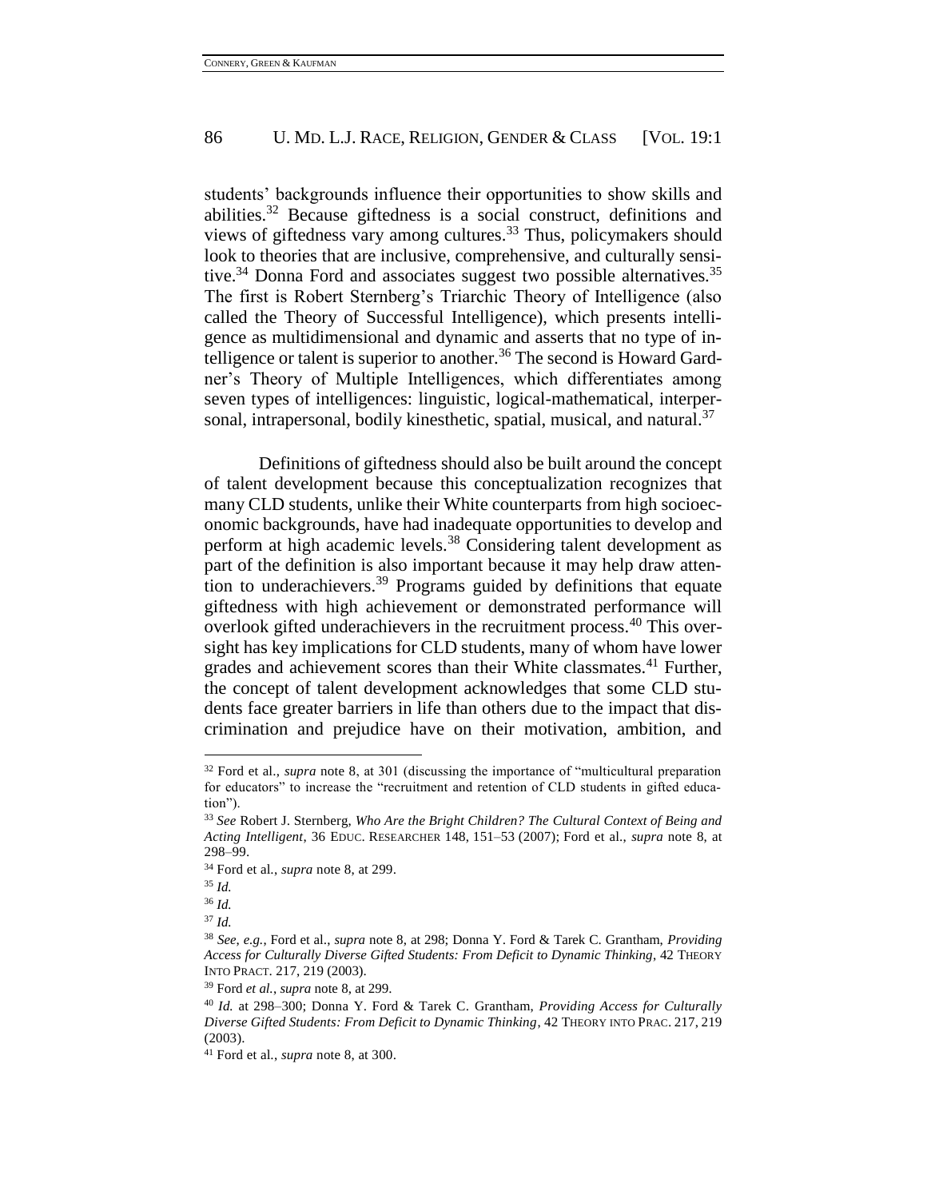students' backgrounds influence their opportunities to show skills and abilities.[32] Because giftedness is a social construct, definitions and views of giftedness vary among cultures.[33] Thus, policymakers should look to theories that are inclusive, comprehensive, and culturally sensitive.[34] Donna Ford and associates suggest two possible alternatives.[35] The first is Robert Sternberg's Triarchic Theory of Intelligence (also called the Theory of Successful Intelligence), which presents intelligence as multidimensional and dynamic and asserts that no type of intelligence or talent is superior to another.[36] The second is Howard Gardner's Theory of Multiple Intelligences, which differentiates among seven types of intelligences: linguistic, logical-mathematical, interpersonal, intrapersonal, bodily kinesthetic, spatial, musical, and natural.[37]

Definitions of giftedness should also be built around the concept of talent development because this conceptualization recognizes that many CLD students, unlike their White counterparts from high socioeconomic backgrounds, have had inadequate opportunities to develop and perform at high academic levels.[38] Considering talent development as part of the definition is also important because it may help draw attention to underachievers.[39] Programs guided by definitions that equate giftedness with high achievement or demonstrated performance will overlook gifted underachievers in the recruitment process.[40] This oversight has key implications for CLD students, many of whom have lower grades and achievement scores than their White classmates.[41] Further, the concept of talent development acknowledges that some CLD students face greater barriers in life than others due to the impact that discrimination and prejudice have on their motivation, ambition, and

---

[32] Ford et al., *supra* note 8, at 301 (discussing the importance of "multicultural preparation for educators" to increase the "recruitment and retention of CLD students in gifted education").

[33] *See* Robert J. Sternberg, *Who Are the Bright Children? The Cultural Context of Being and Acting Intelligent*, 36 EDUC. RESEARCHER 148, 151–53 (2007); Ford et al., *supra* note 8, at 298–99.

[34] Ford et al., *supra* note 8, at 299.

[35] *Id.*

[36] *Id.*

[37] *Id.*

[38] *See, e.g.*, Ford et al., *supra* note 8, at 298; Donna Y. Ford & Tarek C. Grantham, *Providing Access for Culturally Diverse Gifted Students: From Deficit to Dynamic Thinking*, 42 THEORY INTO PRACT. 217, 219 (2003).

[39] Ford *et al.*, *supra* note 8, at 299.

[40] *Id.* at 298–300; Donna Y. Ford & Tarek C. Grantham, *Providing Access for Culturally Diverse Gifted Students: From Deficit to Dynamic Thinking*, 42 THEORY INTO PRAC. 217, 219 (2003).

[41] Ford et al., *supra* note 8, at 300.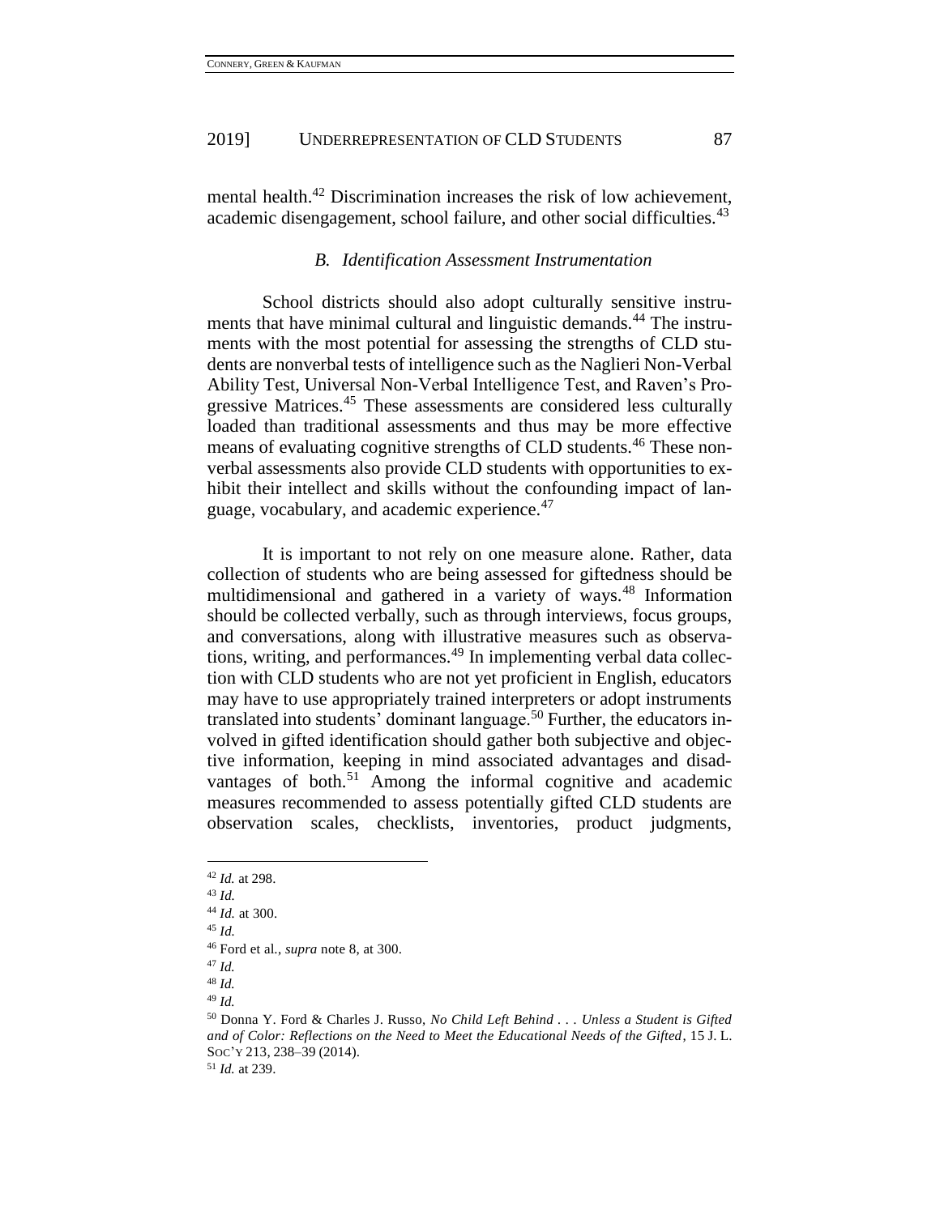mental health.[42] Discrimination increases the risk of low achievement, academic disengagement, school failure, and other social difficulties.[43]

### *B. Identification Assessment Instrumentation*

School districts should also adopt culturally sensitive instruments that have minimal cultural and linguistic demands.[44] The instruments with the most potential for assessing the strengths of CLD students are nonverbal tests of intelligence such as the Naglieri Non-Verbal Ability Test, Universal Non-Verbal Intelligence Test, and Raven's Progressive Matrices.[45] These assessments are considered less culturally loaded than traditional assessments and thus may be more effective means of evaluating cognitive strengths of CLD students.[46] These nonverbal assessments also provide CLD students with opportunities to exhibit their intellect and skills without the confounding impact of language, vocabulary, and academic experience.[47]

It is important to not rely on one measure alone. Rather, data collection of students who are being assessed for giftedness should be multidimensional and gathered in a variety of ways.[48] Information should be collected verbally, such as through interviews, focus groups, and conversations, along with illustrative measures such as observations, writing, and performances.[49] In implementing verbal data collection with CLD students who are not yet proficient in English, educators may have to use appropriately trained interpreters or adopt instruments translated into students' dominant language.[50] Further, the educators involved in gifted identification should gather both subjective and objective information, keeping in mind associated advantages and disadvantages of both.[51] Among the informal cognitive and academic measures recommended to assess potentially gifted CLD students are observation scales, checklists, inventories, product judgments,

---

[42] *Id.* at 298.

[43] *Id.*

[44] *Id.* at 300.

[45] *Id.*

[46] Ford et al., *supra* note 8, at 300.

[47] *Id.*

[48] *Id.*

[49] *Id.*

[50] Donna Y. Ford & Charles J. Russo, *No Child Left Behind . . . Unless a Student is Gifted and of Color: Reflections on the Need to Meet the Educational Needs of the Gifted*, 15 J. L. SOC'Y 213, 238–39 (2014).

[51] *Id.* at 239.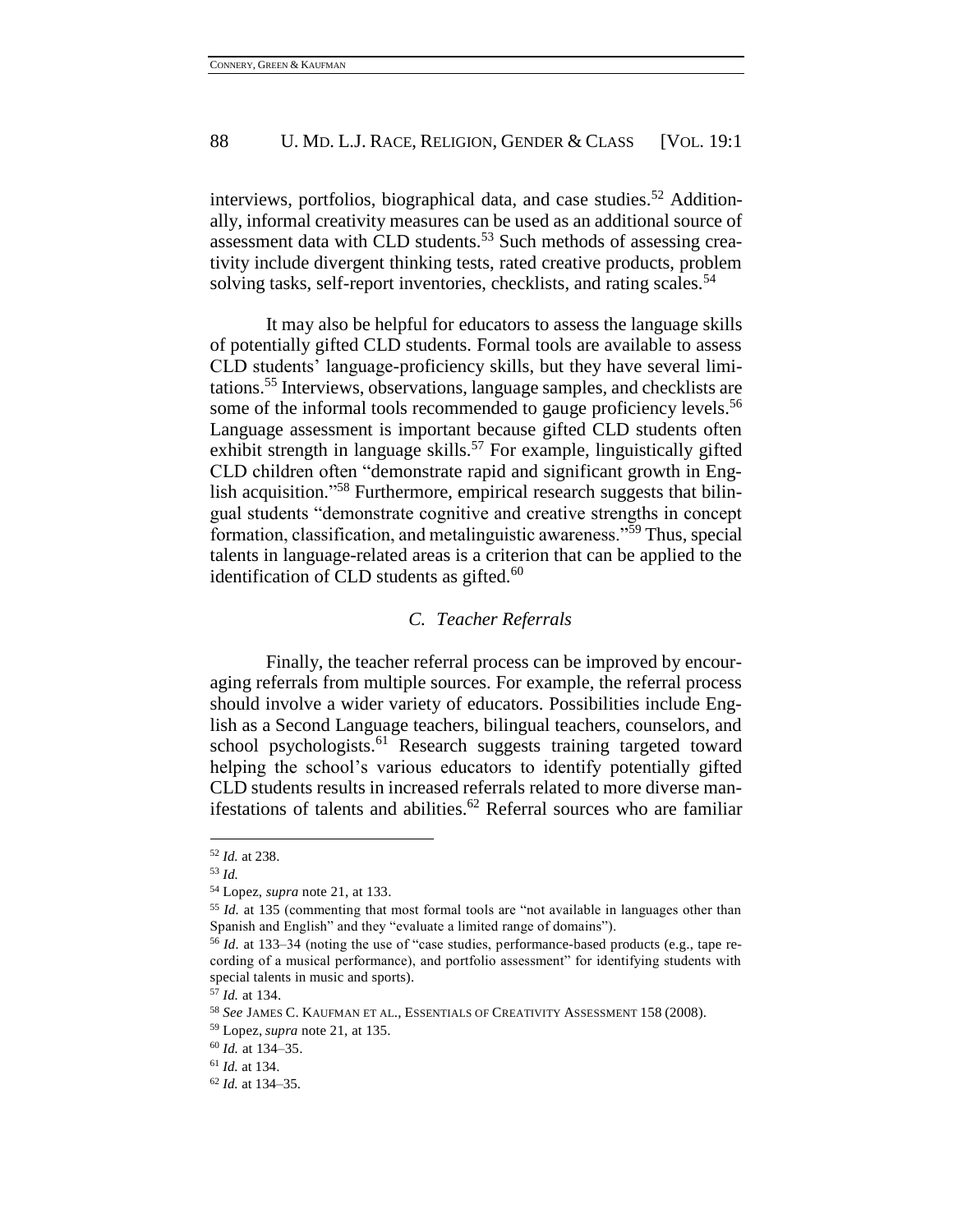interviews, portfolios, biographical data, and case studies.[52] Additionally, informal creativity measures can be used as an additional source of assessment data with CLD students.[53] Such methods of assessing creativity include divergent thinking tests, rated creative products, problem solving tasks, self-report inventories, checklists, and rating scales.[54]

It may also be helpful for educators to assess the language skills of potentially gifted CLD students. Formal tools are available to assess CLD students' language-proficiency skills, but they have several limitations.[55] Interviews, observations, language samples, and checklists are some of the informal tools recommended to gauge proficiency levels.[56] Language assessment is important because gifted CLD students often exhibit strength in language skills.[57] For example, linguistically gifted CLD children often "demonstrate rapid and significant growth in English acquisition."[58] Furthermore, empirical research suggests that bilingual students "demonstrate cognitive and creative strengths in concept formation, classification, and metalinguistic awareness."[59] Thus, special talents in language-related areas is a criterion that can be applied to the identification of CLD students as gifted.[60]

### *C. Teacher Referrals*

Finally, the teacher referral process can be improved by encouraging referrals from multiple sources. For example, the referral process should involve a wider variety of educators. Possibilities include English as a Second Language teachers, bilingual teachers, counselors, and school psychologists.[61] Research suggests training targeted toward helping the school's various educators to identify potentially gifted CLD students results in increased referrals related to more diverse manifestations of talents and abilities.[62] Referral sources who are familiar

---

[52] *Id.* at 238.

[53] *Id.*

[54] Lopez, *supra* note 21, at 133.

[55] *Id.* at 135 (commenting that most formal tools are "not available in languages other than Spanish and English" and they "evaluate a limited range of domains").

[56] *Id.* at 133–34 (noting the use of "case studies, performance-based products (e.g., tape recording of a musical performance), and portfolio assessment" for identifying students with special talents in music and sports).

[57] *Id.* at 134.

[58] *See* JAMES C. KAUFMAN ET AL., ESSENTIALS OF CREATIVITY ASSESSMENT 158 (2008).

[59] Lopez, *supra* note 21, at 135.

[60] *Id.* at 134–35.

[61] *Id.* at 134.

[62] *Id.* at 134–35.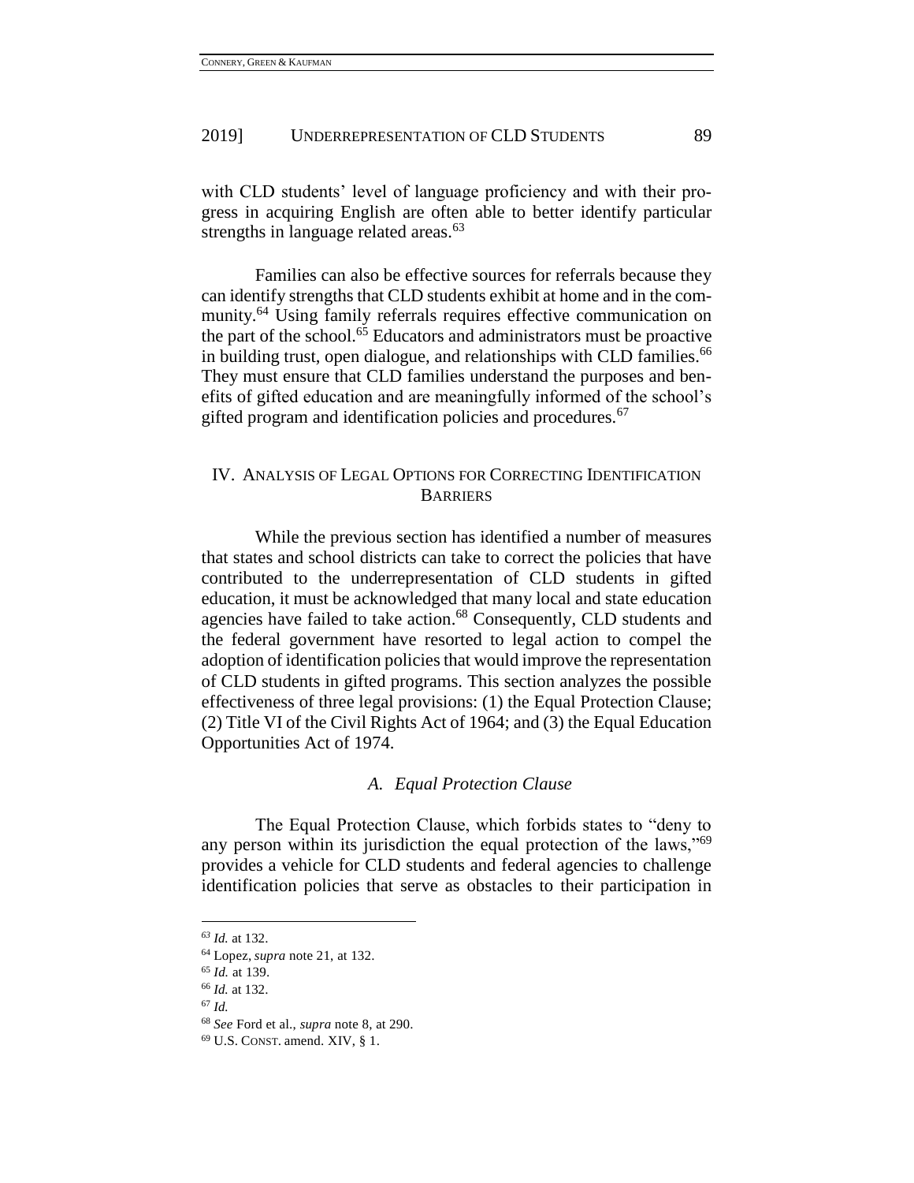with CLD students' level of language proficiency and with their progress in acquiring English are often able to better identify particular strengths in language related areas.[63]

Families can also be effective sources for referrals because they can identify strengths that CLD students exhibit at home and in the community.[64] Using family referrals requires effective communication on the part of the school.[65] Educators and administrators must be proactive in building trust, open dialogue, and relationships with CLD families.[66] They must ensure that CLD families understand the purposes and benefits of gifted education and are meaningfully informed of the school's gifted program and identification policies and procedures.[67]

## IV. Analysis of Legal Options for Correcting Identification Barriers

While the previous section has identified a number of measures that states and school districts can take to correct the policies that have contributed to the underrepresentation of CLD students in gifted education, it must be acknowledged that many local and state education agencies have failed to take action.[68] Consequently, CLD students and the federal government have resorted to legal action to compel the adoption of identification policies that would improve the representation of CLD students in gifted programs. This section analyzes the possible effectiveness of three legal provisions: (1) the Equal Protection Clause; (2) Title VI of the Civil Rights Act of 1964; and (3) the Equal Education Opportunities Act of 1974.

### *A. Equal Protection Clause*

The Equal Protection Clause, which forbids states to "deny to any person within its jurisdiction the equal protection of the laws,"[69] provides a vehicle for CLD students and federal agencies to challenge identification policies that serve as obstacles to their participation in

---

[63] *Id.* at 132.

[64] Lopez, *supra* note 21, at 132.

[65] *Id.* at 139.

[66] *Id.* at 132.

[67] *Id.*

[68] *See* Ford et al., *supra* note 8, at 290.

[69] U.S. Const. amend. XIV, § 1.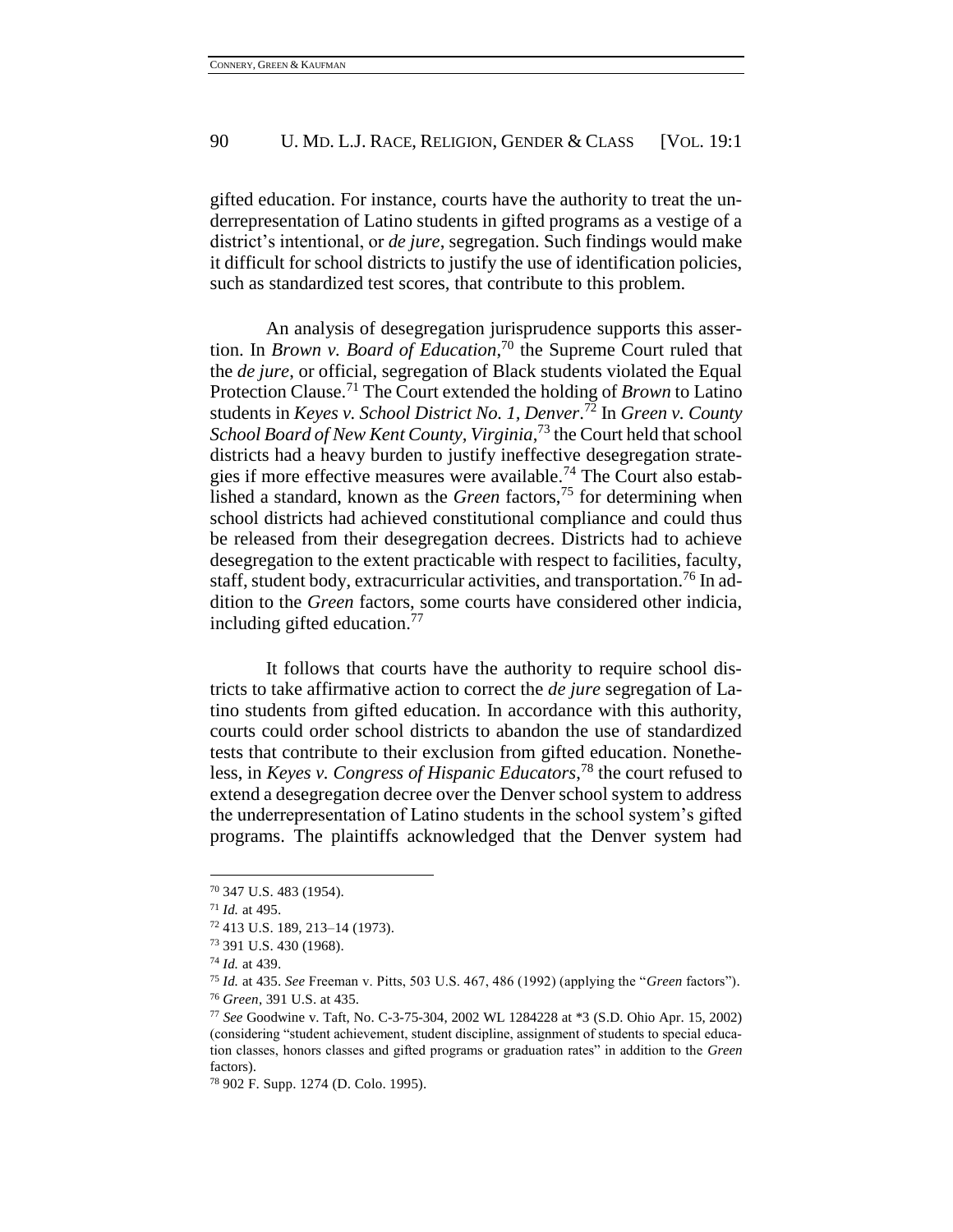gifted education. For instance, courts have the authority to treat the underrepresentation of Latino students in gifted programs as a vestige of a district's intentional, or *de jure*, segregation. Such findings would make it difficult for school districts to justify the use of identification policies, such as standardized test scores, that contribute to this problem.

An analysis of desegregation jurisprudence supports this assertion. In *Brown v. Board of Education*,[70] the Supreme Court ruled that the *de jure*, or official, segregation of Black students violated the Equal Protection Clause.[71] The Court extended the holding of *Brown* to Latino students in *Keyes v. School District No. 1, Denver*.[72] In *Green v. County School Board of New Kent County, Virginia*,[73] the Court held that school districts had a heavy burden to justify ineffective desegregation strategies if more effective measures were available.[74] The Court also established a standard, known as the *Green* factors,[75] for determining when school districts had achieved constitutional compliance and could thus be released from their desegregation decrees. Districts had to achieve desegregation to the extent practicable with respect to facilities, faculty, staff, student body, extracurricular activities, and transportation.[76] In addition to the *Green* factors, some courts have considered other indicia, including gifted education.[77]

It follows that courts have the authority to require school districts to take affirmative action to correct the *de jure* segregation of Latino students from gifted education. In accordance with this authority, courts could order school districts to abandon the use of standardized tests that contribute to their exclusion from gifted education. Nonetheless, in *Keyes v. Congress of Hispanic Educators*,[78] the court refused to extend a desegregation decree over the Denver school system to address the underrepresentation of Latino students in the school system's gifted programs. The plaintiffs acknowledged that the Denver system had

---

[70] 347 U.S. 483 (1954).

[71] *Id.* at 495.

[72] 413 U.S. 189, 213–14 (1973).

[73] 391 U.S. 430 (1968).

[74] *Id.* at 439.

[75] *Id.* at 435. *See* Freeman v. Pitts, 503 U.S. 467, 486 (1992) (applying the "*Green* factors").

[76] *Green*, 391 U.S. at 435.

[77] *See* Goodwine v. Taft, No. C-3-75-304, 2002 WL 1284228 at *3 (S.D. Ohio Apr. 15, 2002) (considering "student achievement, student discipline, assignment of students to special education classes, honors classes and gifted programs or graduation rates" in addition to the *Green* factors).

[78] 902 F. Supp. 1274 (D. Colo. 1995).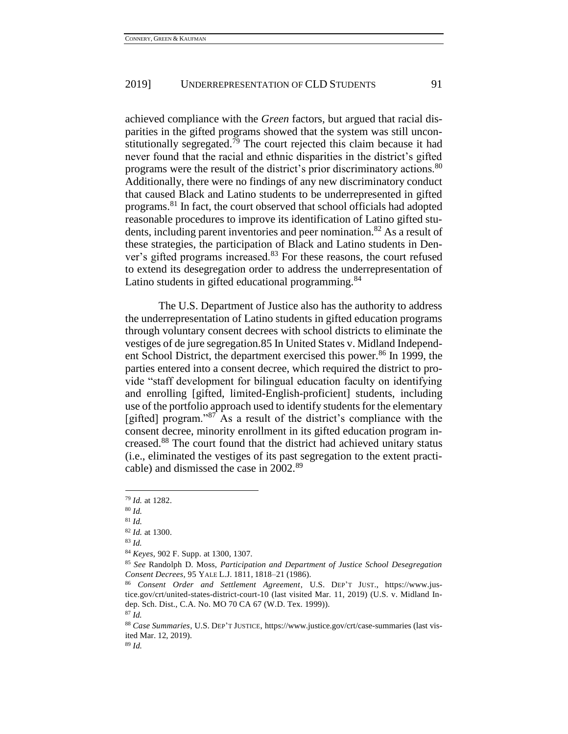achieved compliance with the *Green* factors, but argued that racial disparities in the gifted programs showed that the system was still unconstitutionally segregated.[79] The court rejected this claim because it had never found that the racial and ethnic disparities in the district's gifted programs were the result of the district's prior discriminatory actions.[80] Additionally, there were no findings of any new discriminatory conduct that caused Black and Latino students to be underrepresented in gifted programs.[81] In fact, the court observed that school officials had adopted reasonable procedures to improve its identification of Latino gifted students, including parent inventories and peer nomination.[82] As a result of these strategies, the participation of Black and Latino students in Denver's gifted programs increased.[83] For these reasons, the court refused to extend its desegregation order to address the underrepresentation of Latino students in gifted educational programming.[84]

The U.S. Department of Justice also has the authority to address the underrepresentation of Latino students in gifted education programs through voluntary consent decrees with school districts to eliminate the vestiges of de jure segregation.85 In United States v. Midland Independent School District, the department exercised this power.[86] In 1999, the parties entered into a consent decree, which required the district to provide "staff development for bilingual education faculty on identifying and enrolling [gifted, limited-English-proficient] students, including use of the portfolio approach used to identify students for the elementary [gifted] program."[87] As a result of the district's compliance with the consent decree, minority enrollment in its gifted education program increased.[88] The court found that the district had achieved unitary status (i.e., eliminated the vestiges of its past segregation to the extent practicable) and dismissed the case in 2002.[89]

---

[79] *Id.* at 1282.

[80] *Id.*

[81] *Id.*

[82] *Id.* at 1300.

[83] *Id.*

[84] *Keyes*, 902 F. Supp. at 1300, 1307.

[85] *See* Randolph D. Moss, *Participation and Department of Justice School Desegregation Consent Decrees*, 95 YALE L.J. 1811, 1818–21 (1986).

[86] *Consent Order and Settlement Agreement*, U.S. DEP'T JUST., https://www.justice.gov/crt/united-states-district-court-10 (last visited Mar. 11, 2019) (U.S. v. Midland Indep. Sch. Dist., C.A. No. MO 70 CA 67 (W.D. Tex. 1999)).

[87] *Id.*

[88] *Case Summaries*, U.S. DEP'T JUSTICE, https://www.justice.gov/crt/case-summaries (last visited Mar. 12, 2019).

[89] *Id.*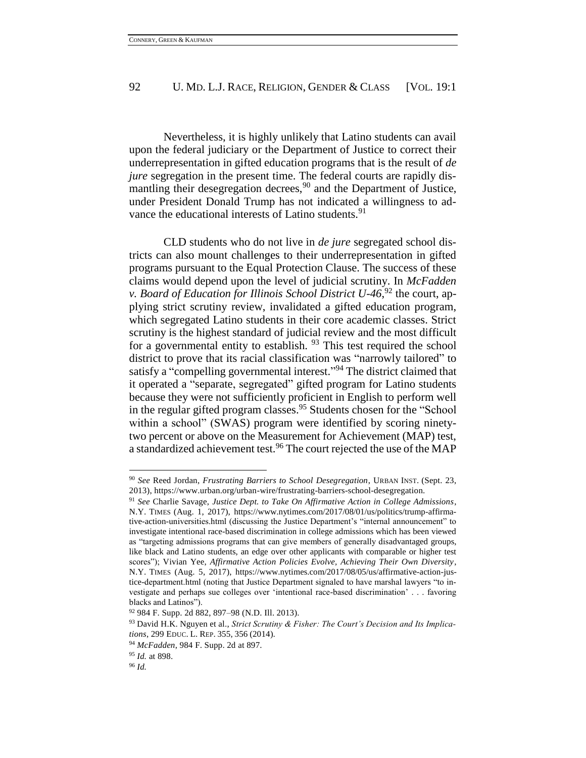Nevertheless, it is highly unlikely that Latino students can avail upon the federal judiciary or the Department of Justice to correct their underrepresentation in gifted education programs that is the result of *de jure* segregation in the present time. The federal courts are rapidly dismantling their desegregation decrees,[90] and the Department of Justice, under President Donald Trump has not indicated a willingness to advance the educational interests of Latino students.[91]

CLD students who do not live in *de jure* segregated school districts can also mount challenges to their underrepresentation in gifted programs pursuant to the Equal Protection Clause. The success of these claims would depend upon the level of judicial scrutiny. In *McFadden v. Board of Education for Illinois School District U-46*,[92] the court, applying strict scrutiny review, invalidated a gifted education program, which segregated Latino students in their core academic classes. Strict scrutiny is the highest standard of judicial review and the most difficult for a governmental entity to establish. [93] This test required the school district to prove that its racial classification was "narrowly tailored" to satisfy a "compelling governmental interest."[94] The district claimed that it operated a "separate, segregated" gifted program for Latino students because they were not sufficiently proficient in English to perform well in the regular gifted program classes.[95] Students chosen for the "School within a school" (SWAS) program were identified by scoring ninety-two percent or above on the Measurement for Achievement (MAP) test, a standardized achievement test.[96] The court rejected the use of the MAP

---

[90] *See* Reed Jordan, *Frustrating Barriers to School Desegregation*, URBAN INST. (Sept. 23, 2013), https://www.urban.org/urban-wire/frustrating-barriers-school-desegregation.

[91] *See* Charlie Savage, *Justice Dept. to Take On Affirmative Action in College Admissions*, N.Y. TIMES (Aug. 1, 2017), https://www.nytimes.com/2017/08/01/us/politics/trump-affirmative-action-universities.html (discussing the Justice Department's "internal announcement" to investigate intentional race-based discrimination in college admissions which has been viewed as "targeting admissions programs that can give members of generally disadvantaged groups, like black and Latino students, an edge over other applicants with comparable or higher test scores"); Vivian Yee, *Affirmative Action Policies Evolve, Achieving Their Own Diversity*, N.Y. TIMES (Aug. 5, 2017), https://www.nytimes.com/2017/08/05/us/affirmative-action-justice-department.html (noting that Justice Department signaled to have marshal lawyers "to investigate and perhaps sue colleges over 'intentional race-based discrimination' . . . favoring blacks and Latinos").

[92] 984 F. Supp. 2d 882, 897–98 (N.D. Ill. 2013).

[93] David H.K. Nguyen et al., *Strict Scrutiny & Fisher: The Court's Decision and Its Implications*, 299 EDUC. L. REP. 355, 356 (2014).

[94] *McFadden*, 984 F. Supp. 2d at 897.

[95] *Id.* at 898.

[96] *Id.*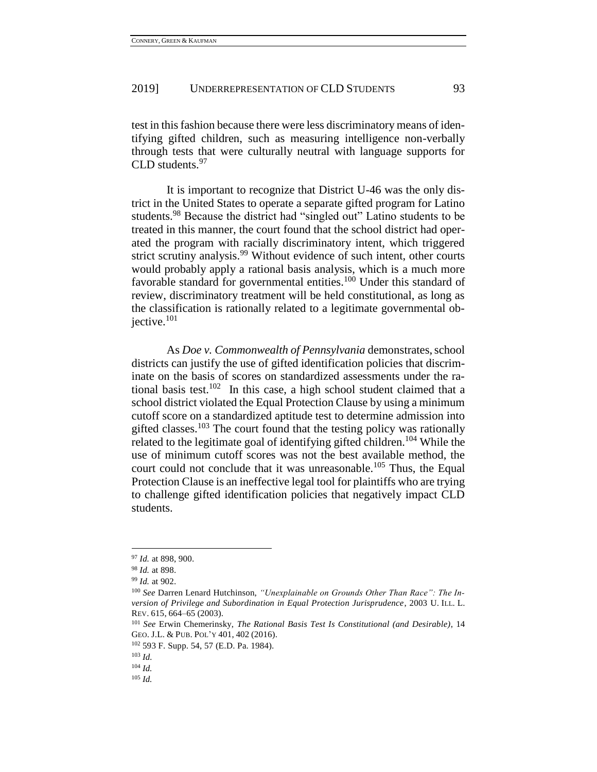test in this fashion because there were less discriminatory means of identifying gifted children, such as measuring intelligence non-verbally through tests that were culturally neutral with language supports for CLD students.[97]

It is important to recognize that District U-46 was the only district in the United States to operate a separate gifted program for Latino students.[98] Because the district had "singled out" Latino students to be treated in this manner, the court found that the school district had operated the program with racially discriminatory intent, which triggered strict scrutiny analysis.[99] Without evidence of such intent, other courts would probably apply a rational basis analysis, which is a much more favorable standard for governmental entities.[100] Under this standard of review, discriminatory treatment will be held constitutional, as long as the classification is rationally related to a legitimate governmental objective.[101]

As *Doe v. Commonwealth of Pennsylvania* demonstrates, school districts can justify the use of gifted identification policies that discriminate on the basis of scores on standardized assessments under the rational basis test.[102] In this case, a high school student claimed that a school district violated the Equal Protection Clause by using a minimum cutoff score on a standardized aptitude test to determine admission into gifted classes.[103] The court found that the testing policy was rationally related to the legitimate goal of identifying gifted children.[104] While the use of minimum cutoff scores was not the best available method, the court could not conclude that it was unreasonable.[105] Thus, the Equal Protection Clause is an ineffective legal tool for plaintiffs who are trying to challenge gifted identification policies that negatively impact CLD students.

---

[97] *Id.* at 898, 900.

[98] *Id.* at 898.

[99] *Id.* at 902.

[100] *See* Darren Lenard Hutchinson, *"Unexplainable on Grounds Other Than Race": The Inversion of Privilege and Subordination in Equal Protection Jurisprudence*, 2003 U. ILL. L. REV. 615, 664–65 (2003).

[101] *See* Erwin Chemerinsky, *The Rational Basis Test Is Constitutional (and Desirable)*, 14 GEO. J.L. & PUB. POL'Y 401, 402 (2016).

[102] 593 F. Supp. 54, 57 (E.D. Pa. 1984).

[103] *Id.*

[104] *Id.*

[105] *Id.*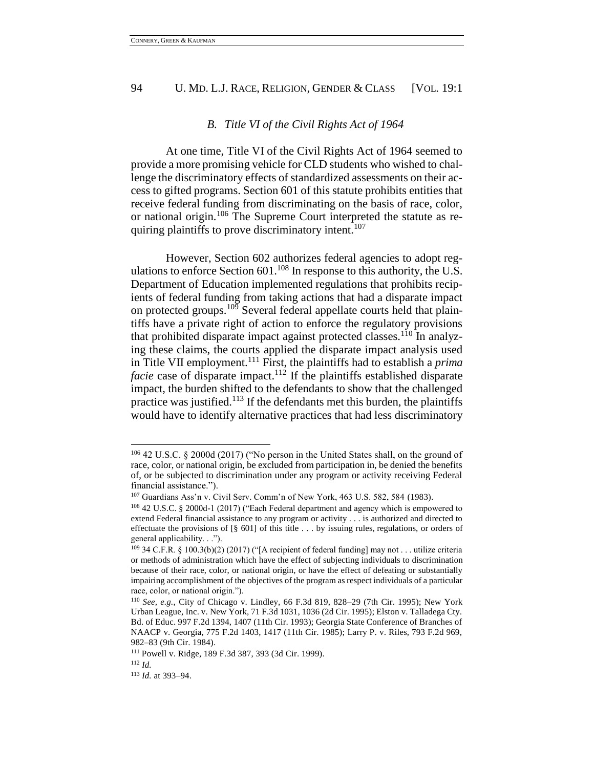### B. *Title VI of the Civil Rights Act of 1964*

At one time, Title VI of the Civil Rights Act of 1964 seemed to provide a more promising vehicle for CLD students who wished to challenge the discriminatory effects of standardized assessments on their access to gifted programs. Section 601 of this statute prohibits entities that receive federal funding from discriminating on the basis of race, color, or national origin.[106] The Supreme Court interpreted the statute as requiring plaintiffs to prove discriminatory intent.[107]

However, Section 602 authorizes federal agencies to adopt regulations to enforce Section 601.[108] In response to this authority, the U.S. Department of Education implemented regulations that prohibits recipients of federal funding from taking actions that had a disparate impact on protected groups.[109] Several federal appellate courts held that plaintiffs have a private right of action to enforce the regulatory provisions that prohibited disparate impact against protected classes.[110] In analyzing these claims, the courts applied the disparate impact analysis used in Title VII employment.[111] First, the plaintiffs had to establish a *prima facie* case of disparate impact.[112] If the plaintiffs established disparate impact, the burden shifted to the defendants to show that the challenged practice was justified.[113] If the defendants met this burden, the plaintiffs would have to identify alternative practices that had less discriminatory

---

[106] 42 U.S.C. § 2000d (2017) ("No person in the United States shall, on the ground of race, color, or national origin, be excluded from participation in, be denied the benefits of, or be subjected to discrimination under any program or activity receiving Federal financial assistance.").

[107] Guardians Ass'n v. Civil Serv. Comm'n of New York, 463 U.S. 582, 584 (1983).

[108] 42 U.S.C. § 2000d-1 (2017) ("Each Federal department and agency which is empowered to extend Federal financial assistance to any program or activity . . . is authorized and directed to effectuate the provisions of [§ 601] of this title . . . by issuing rules, regulations, or orders of general applicability. . .").

[109] 34 C.F.R. § 100.3(b)(2) (2017) ("[A recipient of federal funding] may not . . . utilize criteria or methods of administration which have the effect of subjecting individuals to discrimination because of their race, color, or national origin, or have the effect of defeating or substantially impairing accomplishment of the objectives of the program as respect individuals of a particular race, color, or national origin.").

[110] *See, e.g.*, City of Chicago v. Lindley, 66 F.3d 819, 828–29 (7th Cir. 1995); New York Urban League, Inc. v. New York, 71 F.3d 1031, 1036 (2d Cir. 1995); Elston v. Talladega Cty. Bd. of Educ. 997 F.2d 1394, 1407 (11th Cir. 1993); Georgia State Conference of Branches of NAACP v. Georgia, 775 F.2d 1403, 1417 (11th Cir. 1985); Larry P. v. Riles, 793 F.2d 969, 982–83 (9th Cir. 1984).

[111] Powell v. Ridge, 189 F.3d 387, 393 (3d Cir. 1999).

[112] *Id.*

[113] *Id.* at 393–94.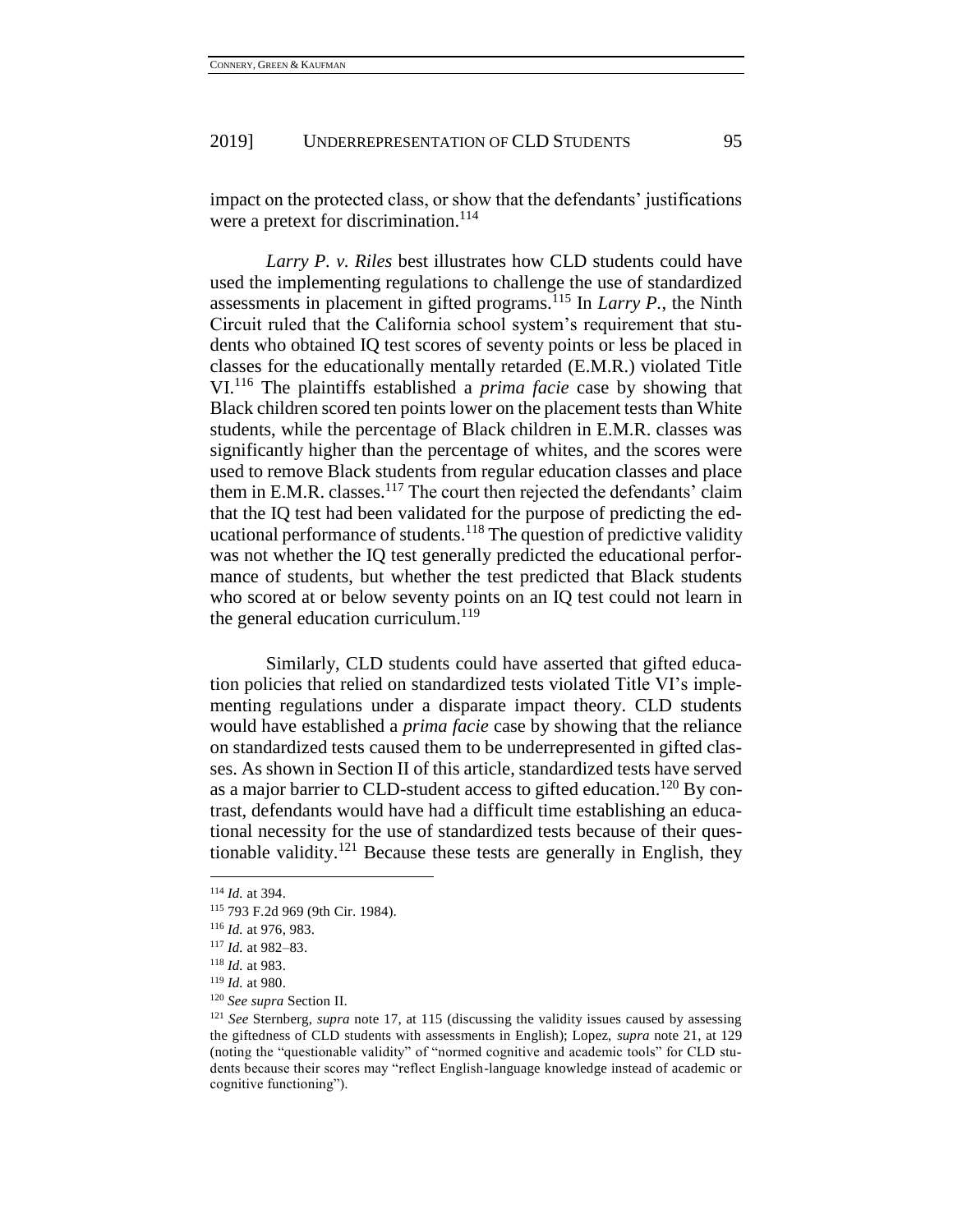impact on the protected class, or show that the defendants' justifications were a pretext for discrimination.[114]

*Larry P. v. Riles* best illustrates how CLD students could have used the implementing regulations to challenge the use of standardized assessments in placement in gifted programs.[115] In *Larry P.*, the Ninth Circuit ruled that the California school system's requirement that students who obtained IQ test scores of seventy points or less be placed in classes for the educationally mentally retarded (E.M.R.) violated Title VI.[116] The plaintiffs established a *prima facie* case by showing that Black children scored ten points lower on the placement tests than White students, while the percentage of Black children in E.M.R. classes was significantly higher than the percentage of whites, and the scores were used to remove Black students from regular education classes and place them in E.M.R. classes.[117] The court then rejected the defendants' claim that the IQ test had been validated for the purpose of predicting the educational performance of students.[118] The question of predictive validity was not whether the IQ test generally predicted the educational performance of students, but whether the test predicted that Black students who scored at or below seventy points on an IQ test could not learn in the general education curriculum.[119]

Similarly, CLD students could have asserted that gifted education policies that relied on standardized tests violated Title VI's implementing regulations under a disparate impact theory. CLD students would have established a *prima facie* case by showing that the reliance on standardized tests caused them to be underrepresented in gifted classes. As shown in Section II of this article, standardized tests have served as a major barrier to CLD-student access to gifted education.[120] By contrast, defendants would have had a difficult time establishing an educational necessity for the use of standardized tests because of their questionable validity.[121] Because these tests are generally in English, they

---

[114] *Id.* at 394.

[115] 793 F.2d 969 (9th Cir. 1984).

[116] *Id.* at 976, 983.

[117] *Id.* at 982–83.

[118] *Id.* at 983.

[119] *Id.* at 980.

[120] *See supra* Section II.

[121] *See* Sternberg, *supra* note 17, at 115 (discussing the validity issues caused by assessing the giftedness of CLD students with assessments in English); Lopez, *supra* note 21, at 129 (noting the "questionable validity" of "normed cognitive and academic tools" for CLD students because their scores may "reflect English-language knowledge instead of academic or cognitive functioning").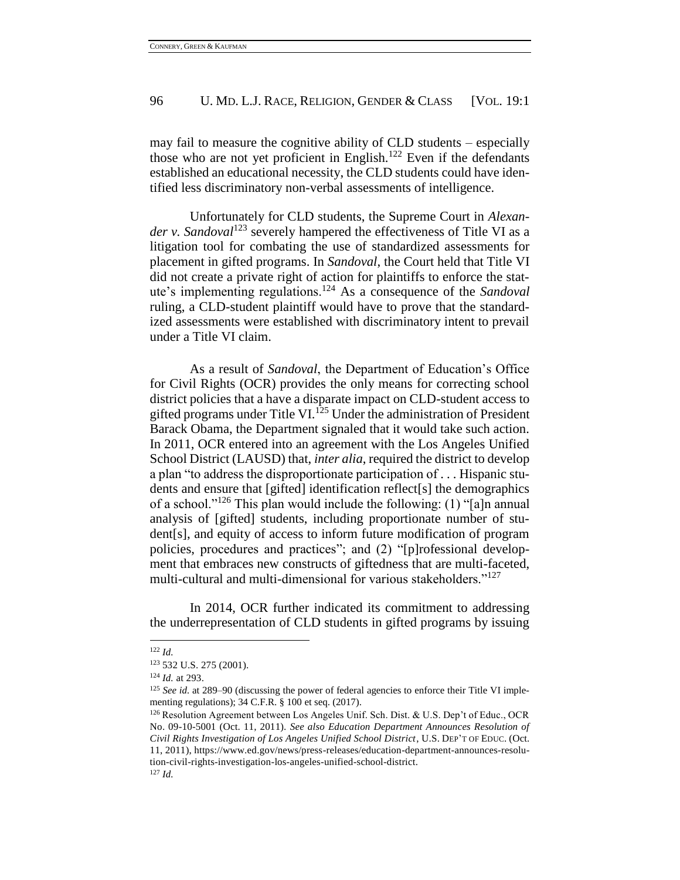may fail to measure the cognitive ability of CLD students – especially those who are not yet proficient in English.[122] Even if the defendants established an educational necessity, the CLD students could have identified less discriminatory non-verbal assessments of intelligence.

Unfortunately for CLD students, the Supreme Court in *Alexander v. Sandoval*[123] severely hampered the effectiveness of Title VI as a litigation tool for combating the use of standardized assessments for placement in gifted programs. In *Sandoval*, the Court held that Title VI did not create a private right of action for plaintiffs to enforce the statute's implementing regulations.[124] As a consequence of the *Sandoval* ruling, a CLD-student plaintiff would have to prove that the standardized assessments were established with discriminatory intent to prevail under a Title VI claim.

As a result of *Sandoval*, the Department of Education's Office for Civil Rights (OCR) provides the only means for correcting school district policies that a have a disparate impact on CLD-student access to gifted programs under Title VI.[125] Under the administration of President Barack Obama, the Department signaled that it would take such action. In 2011, OCR entered into an agreement with the Los Angeles Unified School District (LAUSD) that, *inter alia*, required the district to develop a plan "to address the disproportionate participation of . . . Hispanic students and ensure that [gifted] identification reflect[s] the demographics of a school."[126] This plan would include the following: (1) "[a]n annual analysis of [gifted] students, including proportionate number of student[s], and equity of access to inform future modification of program policies, procedures and practices"; and (2) "[p]rofessional development that embraces new constructs of giftedness that are multi-faceted, multi-cultural and multi-dimensional for various stakeholders."[127]

In 2014, OCR further indicated its commitment to addressing the underrepresentation of CLD students in gifted programs by issuing

---

[122] *Id.*

[123] 532 U.S. 275 (2001).

[124] *Id.* at 293.

[125] *See id.* at 289–90 (discussing the power of federal agencies to enforce their Title VI implementing regulations); 34 C.F.R. § 100 et seq. (2017).

[126] Resolution Agreement between Los Angeles Unif. Sch. Dist. & U.S. Dep't of Educ., OCR No. 09-10-5001 (Oct. 11, 2011). *See also Education Department Announces Resolution of Civil Rights Investigation of Los Angeles Unified School District*, U.S. DEP'T OF EDUC. (Oct. 11, 2011), https://www.ed.gov/news/press-releases/education-department-announces-resolution-civil-rights-investigation-los-angeles-unified-school-district.

[127] *Id.*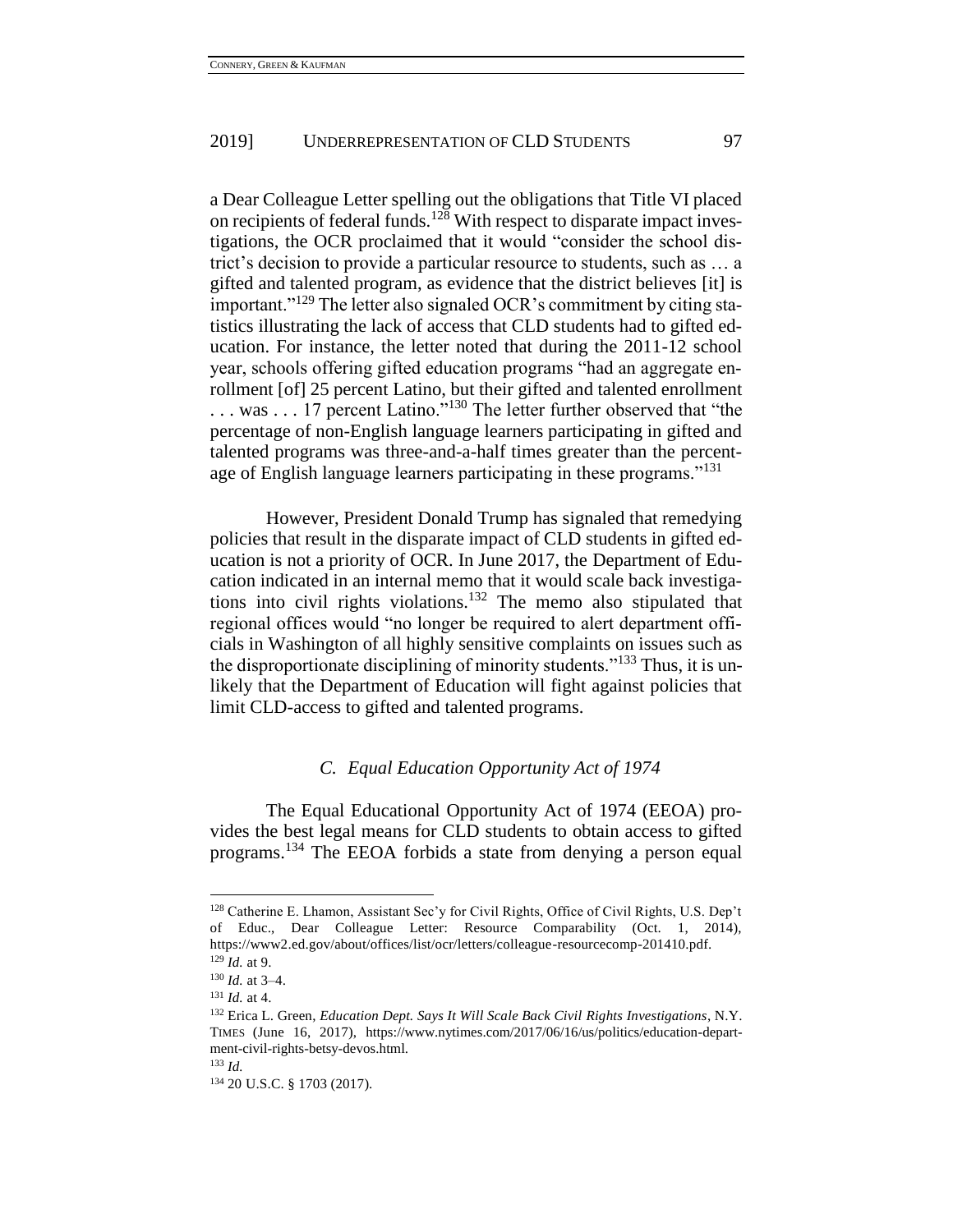a Dear Colleague Letter spelling out the obligations that Title VI placed on recipients of federal funds.[128] With respect to disparate impact investigations, the OCR proclaimed that it would "consider the school district's decision to provide a particular resource to students, such as … a gifted and talented program, as evidence that the district believes [it] is important."[129] The letter also signaled OCR's commitment by citing statistics illustrating the lack of access that CLD students had to gifted education. For instance, the letter noted that during the 2011-12 school year, schools offering gifted education programs "had an aggregate enrollment [of] 25 percent Latino, but their gifted and talented enrollment . . . was . . . 17 percent Latino."[130] The letter further observed that "the percentage of non-English language learners participating in gifted and talented programs was three-and-a-half times greater than the percentage of English language learners participating in these programs."[131]

However, President Donald Trump has signaled that remedying policies that result in the disparate impact of CLD students in gifted education is not a priority of OCR. In June 2017, the Department of Education indicated in an internal memo that it would scale back investigations into civil rights violations.[132] The memo also stipulated that regional offices would "no longer be required to alert department officials in Washington of all highly sensitive complaints on issues such as the disproportionate disciplining of minority students."[133] Thus, it is unlikely that the Department of Education will fight against policies that limit CLD-access to gifted and talented programs.

### *C. Equal Education Opportunity Act of 1974*

The Equal Educational Opportunity Act of 1974 (EEOA) provides the best legal means for CLD students to obtain access to gifted programs.[134] The EEOA forbids a state from denying a person equal

---

[128] Catherine E. Lhamon, Assistant Sec'y for Civil Rights, Office of Civil Rights, U.S. Dep't of Educ., Dear Colleague Letter: Resource Comparability (Oct. 1, 2014), https://www2.ed.gov/about/offices/list/ocr/letters/colleague-resourcecomp-201410.pdf.

[129] *Id.* at 9.

[130] *Id.* at 3–4.

[131] *Id.* at 4.

[132] Erica L. Green, *Education Dept. Says It Will Scale Back Civil Rights Investigations*, N.Y. TIMES (June 16, 2017), https://www.nytimes.com/2017/06/16/us/politics/education-department-civil-rights-betsy-devos.html.

[133] *Id.*

[134] 20 U.S.C. § 1703 (2017).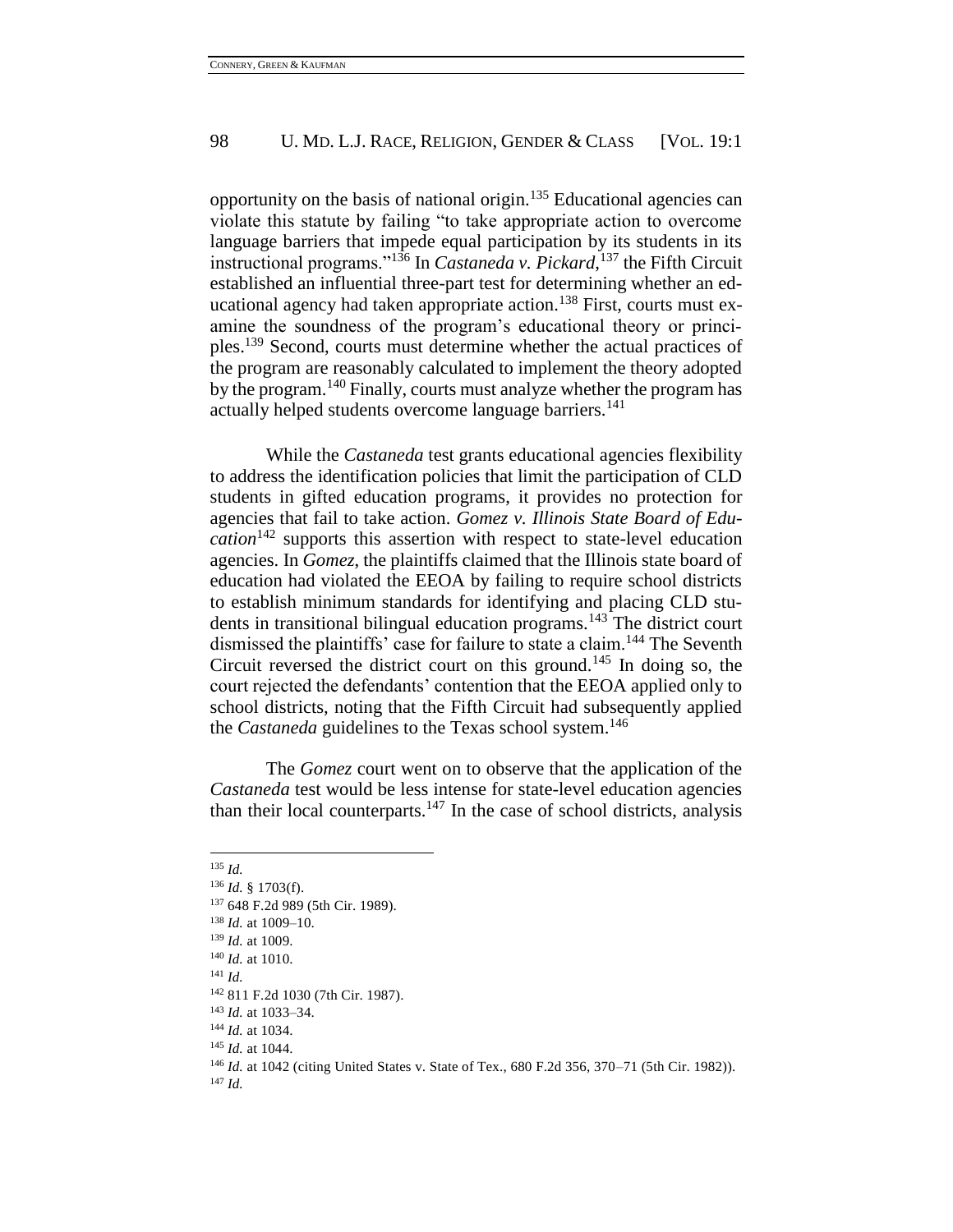opportunity on the basis of national origin.[135] Educational agencies can violate this statute by failing "to take appropriate action to overcome language barriers that impede equal participation by its students in its instructional programs."[136] In *Castaneda v. Pickard*,[137] the Fifth Circuit established an influential three-part test for determining whether an educational agency had taken appropriate action.[138] First, courts must examine the soundness of the program's educational theory or principles.[139] Second, courts must determine whether the actual practices of the program are reasonably calculated to implement the theory adopted by the program.[140] Finally, courts must analyze whether the program has actually helped students overcome language barriers.[141]

While the *Castaneda* test grants educational agencies flexibility to address the identification policies that limit the participation of CLD students in gifted education programs, it provides no protection for agencies that fail to take action. *Gomez v. Illinois State Board of Education*[142] supports this assertion with respect to state-level education agencies. In *Gomez*, the plaintiffs claimed that the Illinois state board of education had violated the EEOA by failing to require school districts to establish minimum standards for identifying and placing CLD students in transitional bilingual education programs.[143] The district court dismissed the plaintiffs' case for failure to state a claim.[144] The Seventh Circuit reversed the district court on this ground.[145] In doing so, the court rejected the defendants' contention that the EEOA applied only to school districts, noting that the Fifth Circuit had subsequently applied the *Castaneda* guidelines to the Texas school system.[146]

The *Gomez* court went on to observe that the application of the *Castaneda* test would be less intense for state-level education agencies than their local counterparts.[147] In the case of school districts, analysis

---

[135] *Id.*

[136] *Id.* § 1703(f).

[137] 648 F.2d 989 (5th Cir. 1989).

[138] *Id.* at 1009–10.

[139] *Id.* at 1009.

[140] *Id.* at 1010.

[141] *Id.*

[142] 811 F.2d 1030 (7th Cir. 1987).

[143] *Id.* at 1033–34.

[144] *Id.* at 1034.

[145] *Id.* at 1044.

[146] *Id.* at 1042 (citing United States v. State of Tex., 680 F.2d 356, 370–71 (5th Cir. 1982)).

[147] *Id.*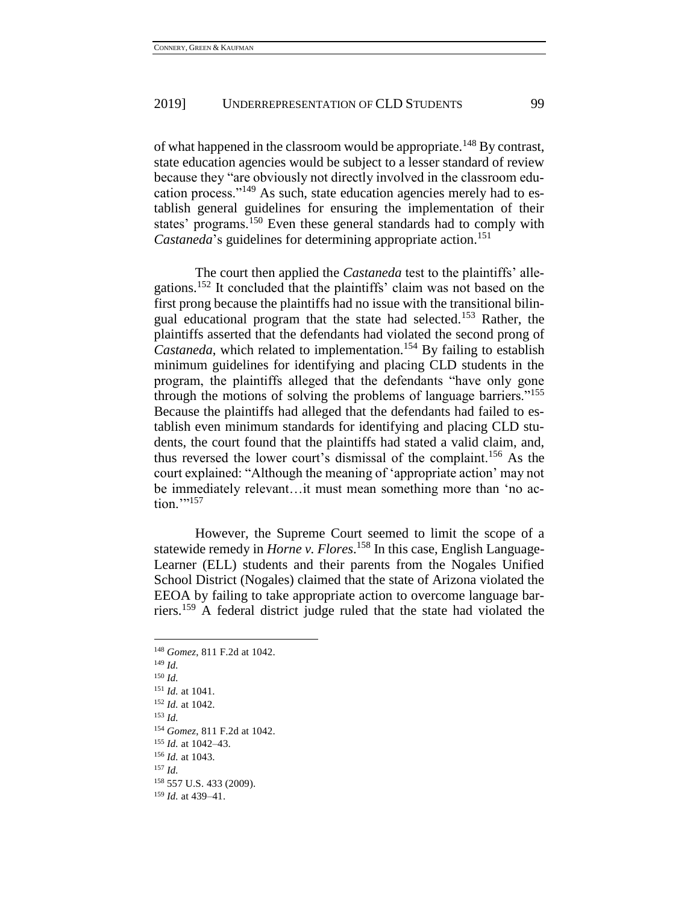of what happened in the classroom would be appropriate.[148] By contrast, state education agencies would be subject to a lesser standard of review because they "are obviously not directly involved in the classroom education process."[149] As such, state education agencies merely had to establish general guidelines for ensuring the implementation of their states' programs.[150] Even these general standards had to comply with *Castaneda*'s guidelines for determining appropriate action.[151]

The court then applied the *Castaneda* test to the plaintiffs' allegations.[152] It concluded that the plaintiffs' claim was not based on the first prong because the plaintiffs had no issue with the transitional bilingual educational program that the state had selected.[153] Rather, the plaintiffs asserted that the defendants had violated the second prong of *Castaneda*, which related to implementation.[154] By failing to establish minimum guidelines for identifying and placing CLD students in the program, the plaintiffs alleged that the defendants "have only gone through the motions of solving the problems of language barriers."[155] Because the plaintiffs had alleged that the defendants had failed to establish even minimum standards for identifying and placing CLD students, the court found that the plaintiffs had stated a valid claim, and, thus reversed the lower court's dismissal of the complaint.[156] As the court explained: "Although the meaning of 'appropriate action' may not be immediately relevant…it must mean something more than 'no action.'"[157]

However, the Supreme Court seemed to limit the scope of a statewide remedy in *Horne v. Flores*.[158] In this case, English Language-Learner (ELL) students and their parents from the Nogales Unified School District (Nogales) claimed that the state of Arizona violated the EEOA by failing to take appropriate action to overcome language barriers.[159] A federal district judge ruled that the state had violated the

---

[148] *Gomez*, 811 F.2d at 1042.

[149] *Id.*

[150] *Id.*

[151] *Id.* at 1041.

[152] *Id.* at 1042.

[153] *Id.*

[154] *Gomez*, 811 F.2d at 1042.

[155] *Id.* at 1042–43.

[156] *Id.* at 1043.

[157] *Id.*

[158] 557 U.S. 433 (2009).

[159] *Id.* at 439–41.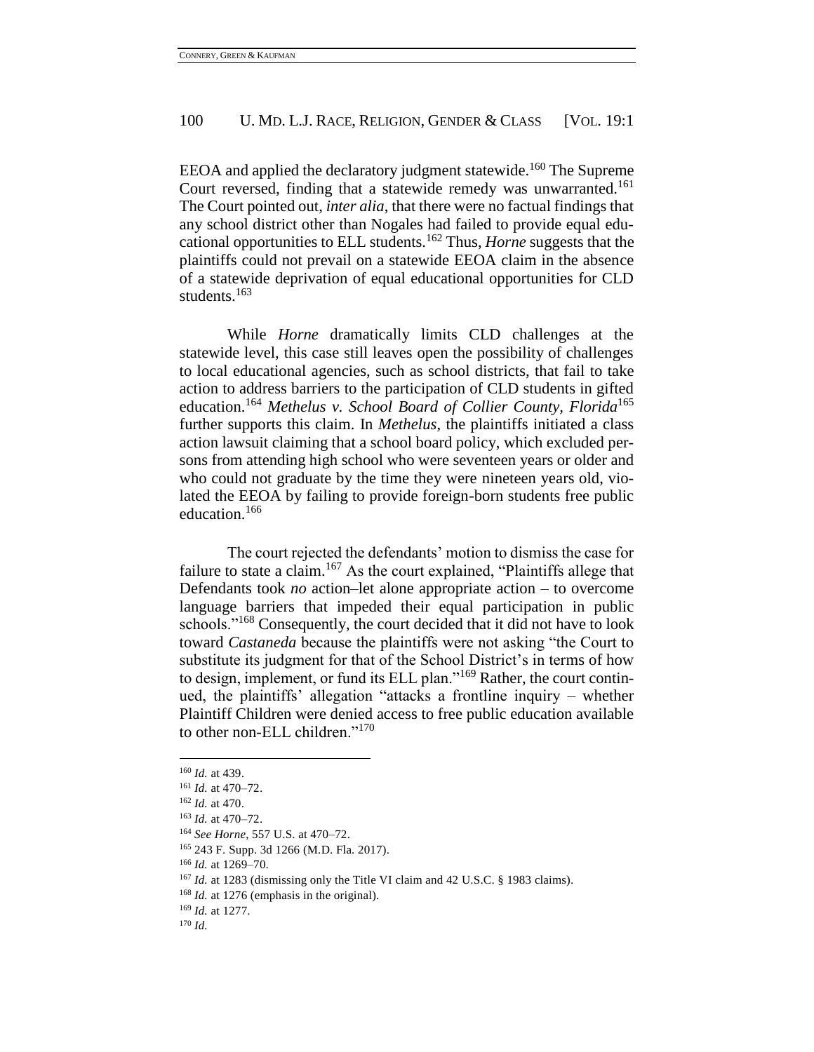EEOA and applied the declaratory judgment statewide.[160] The Supreme Court reversed, finding that a statewide remedy was unwarranted.[161] The Court pointed out, *inter alia*, that there were no factual findings that any school district other than Nogales had failed to provide equal educational opportunities to ELL students.[162] Thus, *Horne* suggests that the plaintiffs could not prevail on a statewide EEOA claim in the absence of a statewide deprivation of equal educational opportunities for CLD students.[163]

While *Horne* dramatically limits CLD challenges at the statewide level, this case still leaves open the possibility of challenges to local educational agencies, such as school districts, that fail to take action to address barriers to the participation of CLD students in gifted education.[164] *Methelus v. School Board of Collier County, Florida*[165] further supports this claim. In *Methelus*, the plaintiffs initiated a class action lawsuit claiming that a school board policy, which excluded persons from attending high school who were seventeen years or older and who could not graduate by the time they were nineteen years old, violated the EEOA by failing to provide foreign-born students free public education.[166]

The court rejected the defendants' motion to dismiss the case for failure to state a claim.[167] As the court explained, "Plaintiffs allege that Defendants took *no* action–let alone appropriate action – to overcome language barriers that impeded their equal participation in public schools."[168] Consequently, the court decided that it did not have to look toward *Castaneda* because the plaintiffs were not asking "the Court to substitute its judgment for that of the School District's in terms of how to design, implement, or fund its ELL plan."[169] Rather, the court continued, the plaintiffs' allegation "attacks a frontline inquiry – whether Plaintiff Children were denied access to free public education available to other non-ELL children."[170]

---

[160] *Id.* at 439.
[161] *Id.* at 470–72.
[162] *Id.* at 470.
[163] *Id.* at 470–72.
[164] *See Horne*, 557 U.S. at 470–72.
[165] 243 F. Supp. 3d 1266 (M.D. Fla. 2017).
[166] *Id.* at 1269–70.
[167] *Id.* at 1283 (dismissing only the Title VI claim and 42 U.S.C. § 1983 claims).
[168] *Id.* at 1276 (emphasis in the original).
[169] *Id.* at 1277.
[170] *Id.*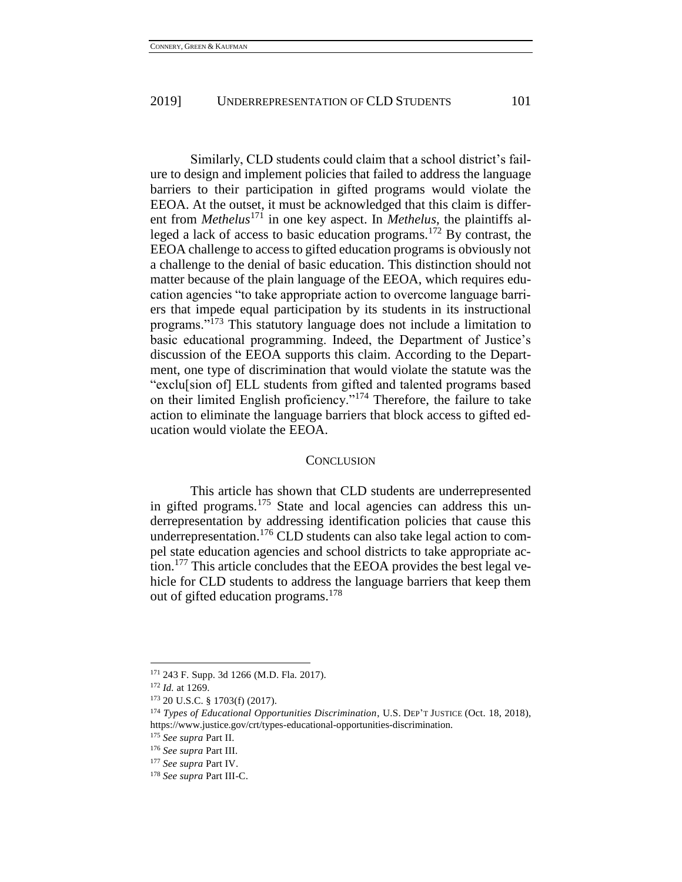Similarly, CLD students could claim that a school district's failure to design and implement policies that failed to address the language barriers to their participation in gifted programs would violate the EEOA. At the outset, it must be acknowledged that this claim is different from *Methelus*[171] in one key aspect. In *Methelus*, the plaintiffs alleged a lack of access to basic education programs.[172] By contrast, the EEOA challenge to access to gifted education programs is obviously not a challenge to the denial of basic education. This distinction should not matter because of the plain language of the EEOA, which requires education agencies "to take appropriate action to overcome language barriers that impede equal participation by its students in its instructional programs."[173] This statutory language does not include a limitation to basic educational programming. Indeed, the Department of Justice's discussion of the EEOA supports this claim. According to the Department, one type of discrimination that would violate the statute was the "exclu[sion of] ELL students from gifted and talented programs based on their limited English proficiency."[174] Therefore, the failure to take action to eliminate the language barriers that block access to gifted education would violate the EEOA.

## CONCLUSION

This article has shown that CLD students are underrepresented in gifted programs.[175] State and local agencies can address this underrepresentation by addressing identification policies that cause this underrepresentation.[176] CLD students can also take legal action to compel state education agencies and school districts to take appropriate action.[177] This article concludes that the EEOA provides the best legal vehicle for CLD students to address the language barriers that keep them out of gifted education programs.[178]

---

[171] 243 F. Supp. 3d 1266 (M.D. Fla. 2017).

[172] *Id.* at 1269.

[173] 20 U.S.C. § 1703(f) (2017).

[174] *Types of Educational Opportunities Discrimination*, U.S. DEP'T JUSTICE (Oct. 18, 2018), https://www.justice.gov/crt/types-educational-opportunities-discrimination.

[175] *See supra* Part II.

[176] *See supra* Part III.

[177] *See supra* Part IV.

[178] *See supra* Part III-C.